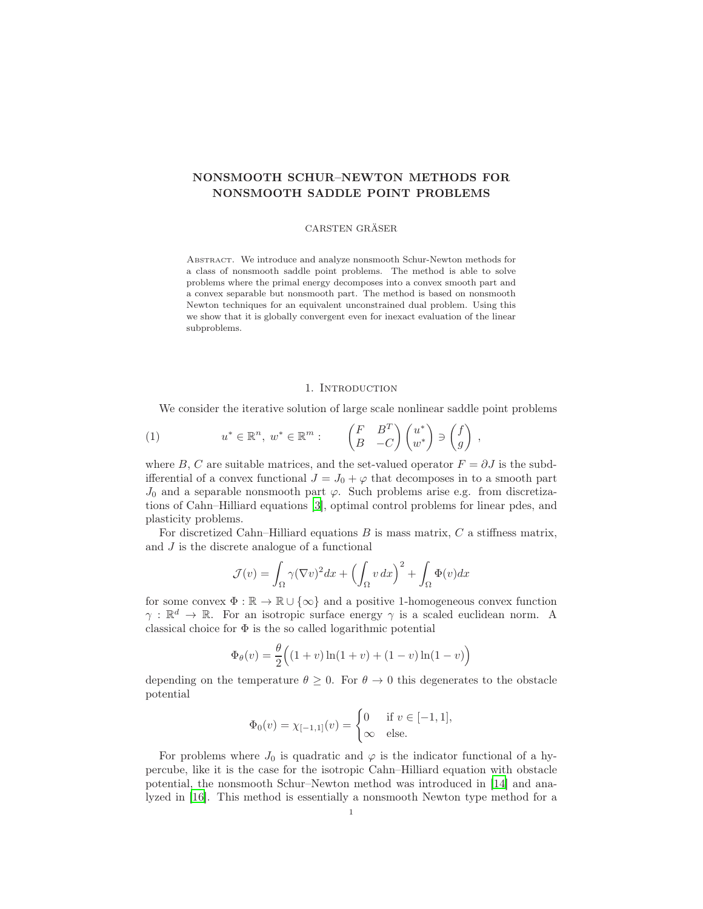# NONSMOOTH SCHUR–NEWTON METHODS FOR NONSMOOTH SADDLE POINT PROBLEMS

CARSTEN GRÄSER

Abstract. We introduce and analyze nonsmooth Schur-Newton methods for a class of nonsmooth saddle point problems. The method is able to solve problems where the primal energy decomposes into a convex smooth part and a convex separable but nonsmooth part. The method is based on nonsmooth Newton techniques for an equivalent unconstrained dual problem. Using this we show that it is globally convergent even for inexact evaluation of the linear subproblems.

## 1. Introduction

We consider the iterative solution of large scale nonlinear saddle point problems

$$u^* \in \mathbb{R}^n,\ w^* \in \mathbb{R}^m: \qquad \begin{pmatrix} F & B^T \\ B & -C \end{pmatrix} \begin{pmatrix} u^* \\ w^* \end{pmatrix} \ni \begin{pmatrix} f \\ g \end{pmatrix}, \tag{1}$$

where $B$, $C$ are suitable matrices, and the set-valued operator $F = \partial J$ is the subdifferential of a convex functional $J = J_0 + \varphi$ that decomposes in to a smooth part $J_0$ and a separable nonsmooth part $\varphi$. Such problems arise e.g. from discretizations of Cahn–Hilliard equations [3], optimal control problems for linear pdes, and plasticity problems.

For discretized Cahn–Hilliard equations $B$ is mass matrix, $C$ a stiffness matrix, and $J$ is the discrete analogue of a functional

$$\mathcal{J}(v) = \int_\Omega \gamma(\nabla v)^2 dx + \Big(\int_\Omega v\, dx\Big)^2 + \int_\Omega \Phi(v) dx$$

for some convex $\Phi : \mathbb{R} \to \mathbb{R} \cup \{\infty\}$ and a positive 1-homogeneous convex function $\gamma : \mathbb{R}^d \to \mathbb{R}$. For an isotropic surface energy $\gamma$ is a scaled euclidean norm. A classical choice for $\Phi$ is the so called logarithmic potential

$$\Phi_\theta(v) = \frac{\theta}{2}\Big((1+v)\ln(1+v) + (1-v)\ln(1-v)\Big)$$

depending on the temperature $\theta \geq 0$. For $\theta \to 0$ this degenerates to the obstacle potential

$$\Phi_0(v) = \chi_{[-1,1]}(v) = \begin{cases} 0 & \text{if } v \in [-1,1], \\ \infty & \text{else.} \end{cases}$$

For problems where $J_0$ is quadratic and $\varphi$ is the indicator functional of a hypercube, like it is the case for the isotropic Cahn–Hilliard equation with obstacle potential, the nonsmooth Schur–Newton method was introduced in [14] and analyzed in [16]. This method is essentially a nonsmooth Newton type method for a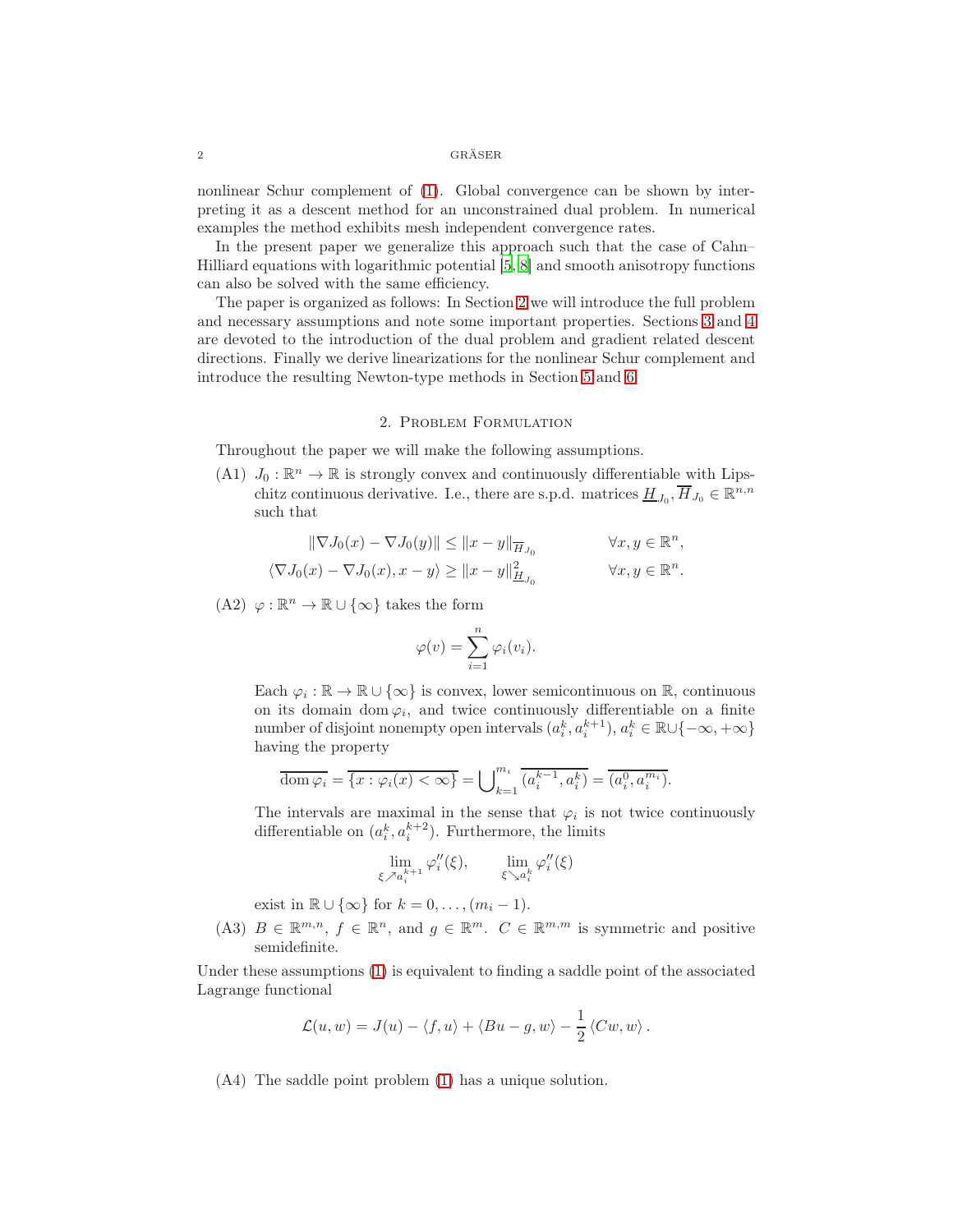nonlinear Schur complement of (1). Global convergence can be shown by interpreting it as a descent method for an unconstrained dual problem. In numerical examples the method exhibits mesh independent convergence rates.

In the present paper we generalize this approach such that the case of Cahn–Hilliard equations with logarithmic potential [5, 8] and smooth anisotropy functions can also be solved with the same efficiency.

The paper is organized as follows: In Section 2 we will introduce the full problem and necessary assumptions and note some important properties. Sections 3 and 4 are devoted to the introduction of the dual problem and gradient related descent directions. Finally we derive linearizations for the nonlinear Schur complement and introduce the resulting Newton-type methods in Section 5 and 6.

## 2. Problem Formulation

Throughout the paper we will make the following assumptions.

(A1) $J_0 : \mathbb{R}^n \to \mathbb{R}$ is strongly convex and continuously differentiable with Lipschitz continuous derivative. I.e., there are s.p.d. matrices $\underline{H}_{J_0}, \overline{H}_{J_0} \in \mathbb{R}^{n,n}$ such that

$$\|\nabla J_0(x) - \nabla J_0(y)\| \leq \|x - y\|_{\overline{H}_{J_0}} \qquad \forall x, y \in \mathbb{R}^n,$$

$$\langle \nabla J_0(x) - \nabla J_0(x), x - y \rangle \geq \|x - y\|^2_{\underline{H}_{J_0}} \qquad \forall x, y \in \mathbb{R}^n.$$

(A2) $\varphi : \mathbb{R}^n \to \mathbb{R} \cup \{\infty\}$ takes the form

$$\varphi(v) = \sum_{i=1}^{n} \varphi_i(v_i).$$

Each $\varphi_i : \mathbb{R} \to \mathbb{R} \cup \{\infty\}$ is convex, lower semicontinuous on $\mathbb{R}$, continuous on its domain $\operatorname{dom} \varphi_i$, and twice continuously differentiable on a finite number of disjoint nonempty open intervals $(a_i^k, a_i^{k+1})$, $a_i^k \in \mathbb{R} \cup \{-\infty, +\infty\}$ having the property

$$\overline{\operatorname{dom} \varphi_i} = \overline{\{x : \varphi_i(x) < \infty\}} = \bigcup_{k=1}^{m_i} \overline{(a_i^{k-1}, a_i^k)} = \overline{(a_i^0, a_i^{m_i})}.$$

The intervals are maximal in the sense that $\varphi_i$ is not twice continuously differentiable on $(a_i^k, a_i^{k+2})$. Furthermore, the limits

$$\lim_{\xi \nearrow a_i^{k+1}} \varphi_i''(\xi), \qquad \lim_{\xi \searrow a_i^k} \varphi_i''(\xi)$$

exist in $\mathbb{R} \cup \{\infty\}$ for $k = 0, \ldots, (m_i - 1)$.

(A3) $B \in \mathbb{R}^{m,n}$, $f \in \mathbb{R}^n$, and $g \in \mathbb{R}^m$. $C \in \mathbb{R}^{m,m}$ is symmetric and positive semidefinite.

Under these assumptions (1) is equivalent to finding a saddle point of the associated Lagrange functional

$$\mathcal{L}(u, w) = J(u) - \langle f, u \rangle + \langle Bu - g, w \rangle - \frac{1}{2} \langle Cw, w \rangle .$$

(A4) The saddle point problem (1) has a unique solution.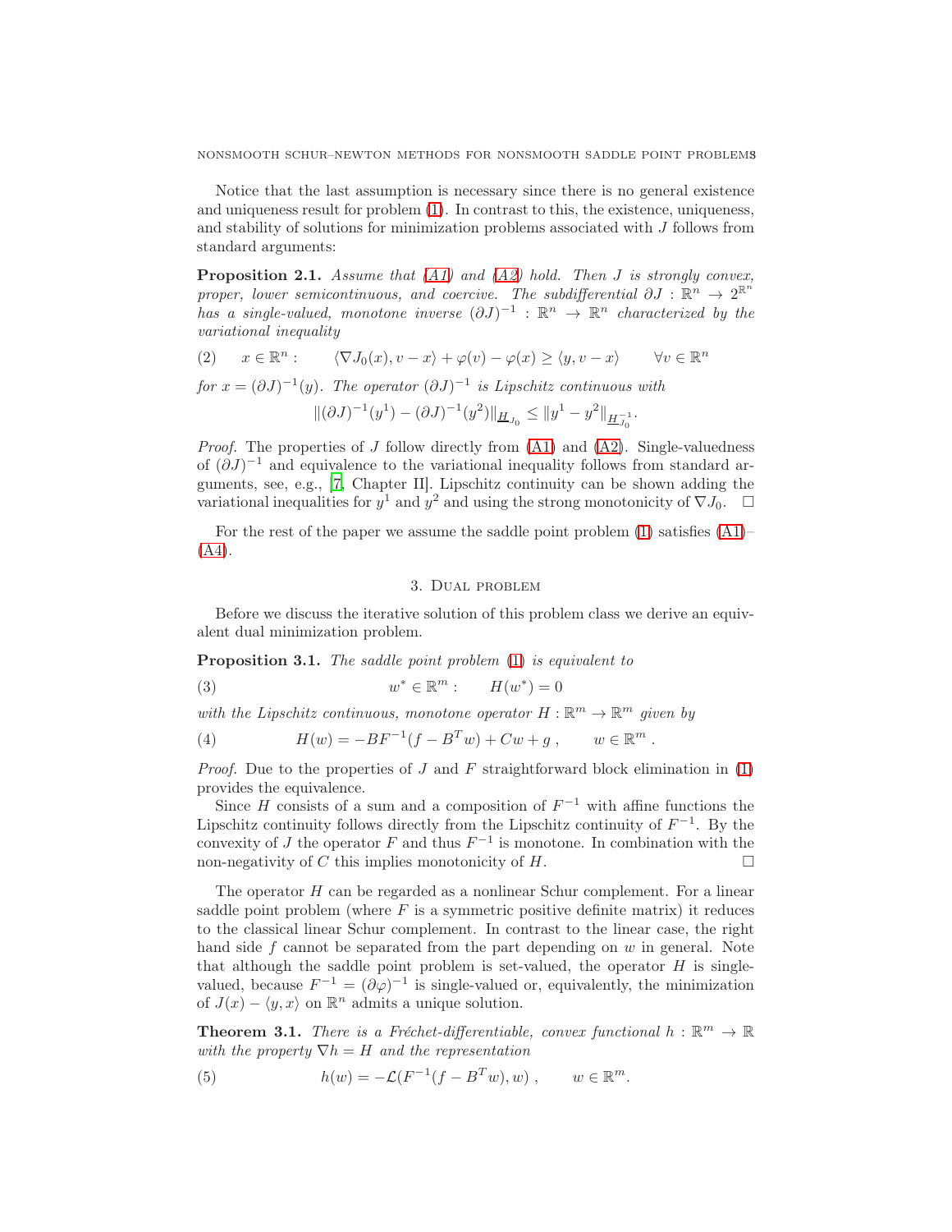Notice that the last assumption is necessary since there is no general existence and uniqueness result for problem (1). In contrast to this, the existence, uniqueness, and stability of solutions for minimization problems associated with $J$ follows from standard arguments:

**Proposition 2.1.** *Assume that (A1) and (A2) hold. Then $J$ is strongly convex, proper, lower semicontinuous, and coercive. The subdifferential $\partial J : \mathbb{R}^n \to 2^{\mathbb{R}^n}$ has a single-valued, monotone inverse $(\partial J)^{-1} : \mathbb{R}^n \to \mathbb{R}^n$ characterized by the variational inequality*

$$
(2) \qquad x \in \mathbb{R}^n : \qquad \langle \nabla J_0(x), v - x\rangle + \varphi(v) - \varphi(x) \geq \langle y, v - x\rangle \qquad \forall v \in \mathbb{R}^n
$$

*for $x = (\partial J)^{-1}(y)$. The operator $(\partial J)^{-1}$ is Lipschitz continuous with*

$$
\|(\partial J)^{-1}(y^1) - (\partial J)^{-1}(y^2)\|_{\underline{H}_{J_0}} \leq \|y^1 - y^2\|_{\underline{H}_{J_0}^{-1}}.
$$

*Proof.* The properties of $J$ follow directly from (A1) and (A2). Single-valuedness of $(\partial J)^{-1}$ and equivalence to the variational inequality follows from standard arguments, see, e.g., [7, Chapter II]. Lipschitz continuity can be shown adding the variational inequalities for $y^1$ and $y^2$ and using the strong monotonicity of $\nabla J_0$. $\square$

For the rest of the paper we assume the saddle point problem (1) satisfies (A1)–(A4).

## 3. Dual problem

Before we discuss the iterative solution of this problem class we derive an equivalent dual minimization problem.

**Proposition 3.1.** *The saddle point problem (1) is equivalent to*

$$
(3) \qquad w^* \in \mathbb{R}^m : \qquad H(w^*) = 0
$$

*with the Lipschitz continuous, monotone operator $H : \mathbb{R}^m \to \mathbb{R}^m$ given by*

$$
(4) \qquad H(w) = -BF^{-1}(f - B^T w) + Cw + g\,, \qquad w \in \mathbb{R}^m\,.
$$

*Proof.* Due to the properties of $J$ and $F$ straightforward block elimination in (1) provides the equivalence.

Since $H$ consists of a sum and a composition of $F^{-1}$ with affine functions the Lipschitz continuity follows directly from the Lipschitz continuity of $F^{-1}$. By the convexity of $J$ the operator $F$ and thus $F^{-1}$ is monotone. In combination with the non-negativity of $C$ this implies monotonicity of $H$. $\square$

The operator $H$ can be regarded as a nonlinear Schur complement. For a linear saddle point problem (where $F$ is a symmetric positive definite matrix) it reduces to the classical linear Schur complement. In contrast to the linear case, the right hand side $f$ cannot be separated from the part depending on $w$ in general. Note that although the saddle point problem is set-valued, the operator $H$ is single-valued, because $F^{-1} = (\partial\varphi)^{-1}$ is single-valued or, equivalently, the minimization of $J(x) - \langle y, x\rangle$ on $\mathbb{R}^n$ admits a unique solution.

**Theorem 3.1.** *There is a Fréchet-differentiable, convex functional $h : \mathbb{R}^m \to \mathbb{R}$ with the property $\nabla h = H$ and the representation*

$$
(5) \qquad h(w) = -\mathcal{L}(F^{-1}(f - B^T w), w)\,, \qquad w \in \mathbb{R}^m.
$$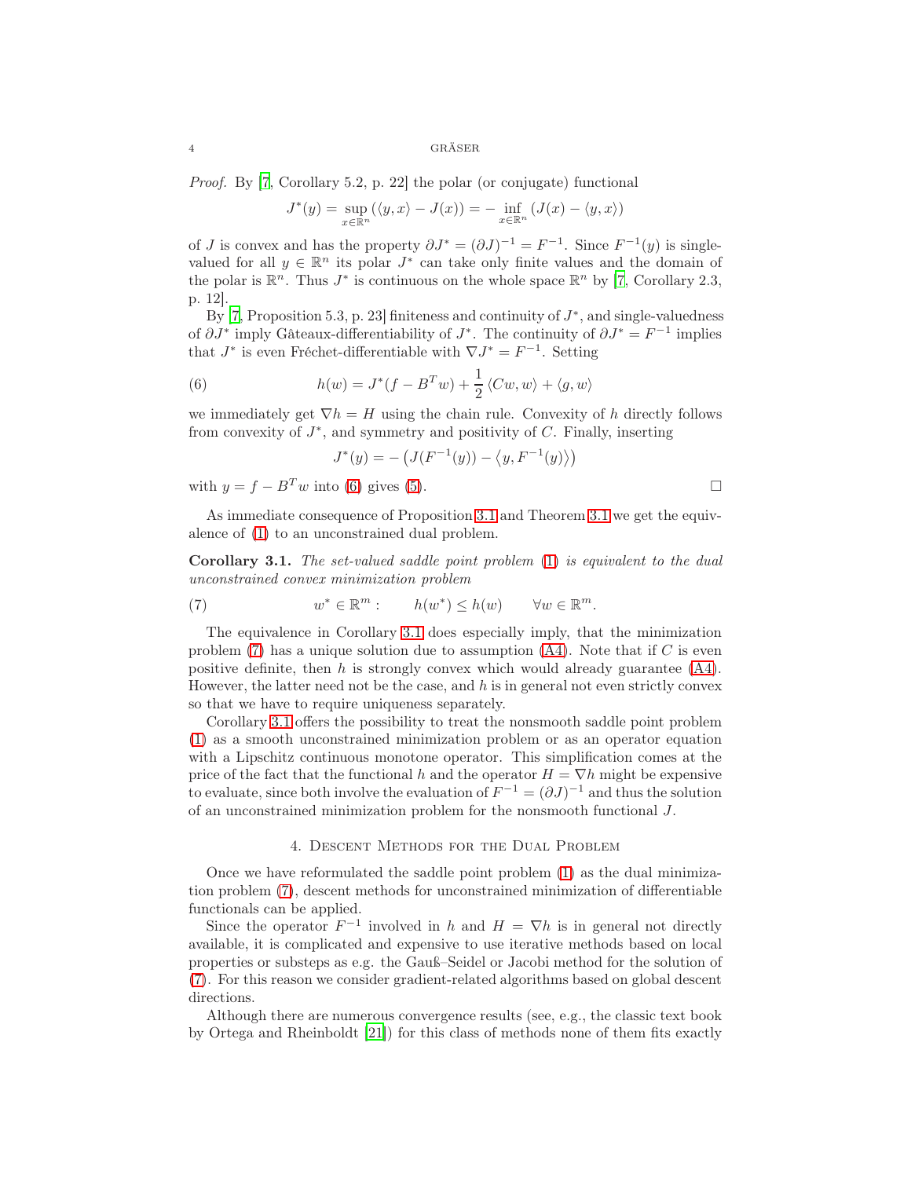*Proof.* By [7, Corollary 5.2, p. 22] the polar (or conjugate) functional

$$J^*(y) = \sup_{x\in\mathbb{R}^n} \left(\langle y, x\rangle - J(x)\right) = -\inf_{x\in\mathbb{R}^n} \left(J(x) - \langle y, x\rangle\right)$$

of $J$ is convex and has the property $\partial J^* = (\partial J)^{-1} = F^{-1}$. Since $F^{-1}(y)$ is single-valued for all $y \in \mathbb{R}^n$ its polar $J^*$ can take only finite values and the domain of the polar is $\mathbb{R}^n$. Thus $J^*$ is continuous on the whole space $\mathbb{R}^n$ by [7, Corollary 2.3, p. 12].

By [7, Proposition 5.3, p. 23] finiteness and continuity of $J^*$, and single-valuedness of $\partial J^*$ imply Gâteaux-differentiability of $J^*$. The continuity of $\partial J^* = F^{-1}$ implies that $J^*$ is even Fréchet-differentiable with $\nabla J^* = F^{-1}$. Setting

$$h(w) = J^*(f - B^T w) + \frac{1}{2}\langle Cw, w\rangle + \langle g, w\rangle \tag{6}$$

we immediately get $\nabla h = H$ using the chain rule. Convexity of $h$ directly follows from convexity of $J^*$, and symmetry and positivity of $C$. Finally, inserting

$$J^*(y) = -\left(J(F^{-1}(y)) - \left\langle y, F^{-1}(y)\right\rangle\right)$$

with $y = f - B^T w$ into (6) gives (5). $\square$

As immediate consequence of Proposition 3.1 and Theorem 3.1 we get the equivalence of (1) to an unconstrained dual problem.

**Corollary 3.1.** *The set-valued saddle point problem* (1) *is equivalent to the dual unconstrained convex minimization problem*

$$w^* \in \mathbb{R}^m: \qquad h(w^*) \leq h(w) \qquad \forall w \in \mathbb{R}^m. \tag{7}$$

The equivalence in Corollary 3.1 does especially imply, that the minimization problem (7) has a unique solution due to assumption (A4). Note that if $C$ is even positive definite, then $h$ is strongly convex which would already guarantee (A4). However, the latter need not be the case, and $h$ is in general not even strictly convex so that we have to require uniqueness separately.

Corollary 3.1 offers the possibility to treat the nonsmooth saddle point problem (1) as a smooth unconstrained minimization problem or as an operator equation with a Lipschitz continuous monotone operator. This simplification comes at the price of the fact that the functional $h$ and the operator $H = \nabla h$ might be expensive to evaluate, since both involve the evaluation of $F^{-1} = (\partial J)^{-1}$ and thus the solution of an unconstrained minimization problem for the nonsmooth functional $J$.

## 4. Descent Methods for the Dual Problem

Once we have reformulated the saddle point problem (1) as the dual minimization problem (7), descent methods for unconstrained minimization of differentiable functionals can be applied.

Since the operator $F^{-1}$ involved in $h$ and $H = \nabla h$ is in general not directly available, it is complicated and expensive to use iterative methods based on local properties or substeps as e.g. the Gauß–Seidel or Jacobi method for the solution of (7). For this reason we consider gradient-related algorithms based on global descent directions.

Although there are numerous convergence results (see, e.g., the classic text book by Ortega and Rheinboldt [21]) for this class of methods none of them fits exactly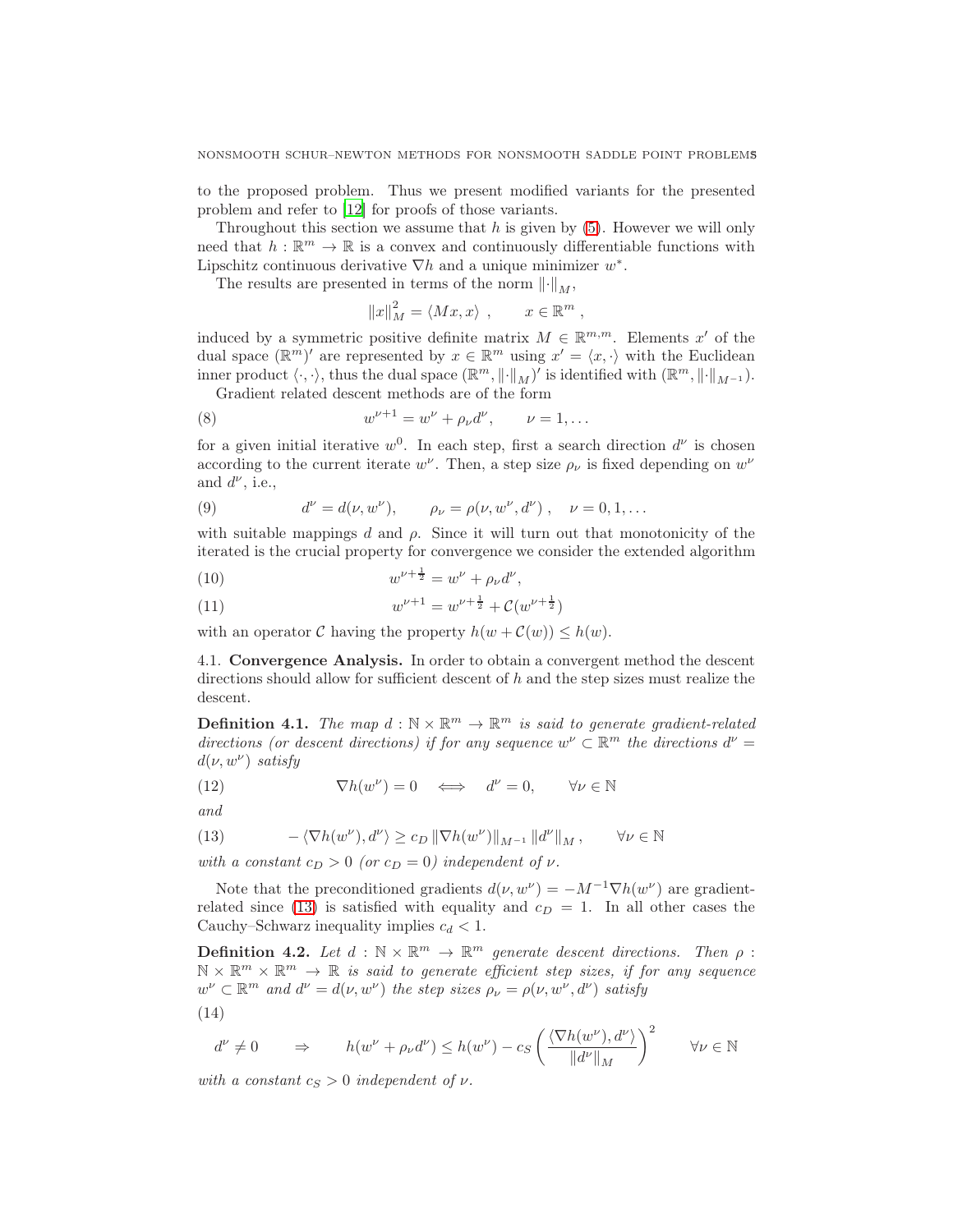to the proposed problem. Thus we present modified variants for the presented problem and refer to [12] for proofs of those variants.

Throughout this section we assume that $h$ is given by (5). However we will only need that $h : \mathbb{R}^m \to \mathbb{R}$ is a convex and continuously differentiable functions with Lipschitz continuous derivative $\nabla h$ and a unique minimizer $w^*$.

The results are presented in terms of the norm $\|\cdot\|_M$,

$$\|x\|_M^2 = \langle Mx, x\rangle \ , \qquad x \in \mathbb{R}^m \ ,$$

induced by a symmetric positive definite matrix $M \in \mathbb{R}^{m,m}$. Elements $x'$ of the dual space $(\mathbb{R}^m)'$ are represented by $x \in \mathbb{R}^m$ using $x' = \langle x, \cdot\rangle$ with the Euclidean inner product $\langle \cdot, \cdot \rangle$, thus the dual space $(\mathbb{R}^m, \|\cdot\|_M)'$ is identified with $(\mathbb{R}^m, \|\cdot\|_{M^{-1}})$.

Gradient related descent methods are of the form

$$w^{\nu+1} = w^\nu + \rho_\nu d^\nu, \qquad \nu = 1, \dots \tag{8}$$

for a given initial iterative $w^0$. In each step, first a search direction $d^\nu$ is chosen according to the current iterate $w^\nu$. Then, a step size $\rho_\nu$ is fixed depending on $w^\nu$ and $d^\nu$, i.e.,

$$d^\nu = d(\nu, w^\nu), \qquad \rho_\nu = \rho(\nu, w^\nu, d^\nu) \ , \quad \nu = 0, 1, \dots \tag{9}$$

with suitable mappings $d$ and $\rho$. Since it will turn out that monotonicity of the iterated is the crucial property for convergence we consider the extended algorithm

$$w^{\nu+\frac{1}{2}} = w^\nu + \rho_\nu d^\nu, \tag{10}$$

$$w^{\nu+1} = w^{\nu+\frac{1}{2}} + \mathcal{C}(w^{\nu+\frac{1}{2}}) \tag{11}$$

with an operator $\mathcal{C}$ having the property $h(w + \mathcal{C}(w)) \le h(w)$.

4.1. **Convergence Analysis.** In order to obtain a convergent method the descent directions should allow for sufficient descent of $h$ and the step sizes must realize the descent.

**Definition 4.1.** *The map $d : \mathbb{N} \times \mathbb{R}^m \to \mathbb{R}^m$ is said to generate gradient-related directions (or descent directions) if for any sequence $w^\nu \subset \mathbb{R}^m$ the directions $d^\nu = d(\nu, w^\nu)$ satisfy*

$$\nabla h(w^\nu) = 0 \quad \iff \quad d^\nu = 0, \qquad \forall \nu \in \mathbb{N} \tag{12}$$

*and*

$$-\langle \nabla h(w^\nu), d^\nu \rangle \ge c_D \|\nabla h(w^\nu)\|_{M^{-1}} \|d^\nu\|_M \ , \qquad \forall \nu \in \mathbb{N} \tag{13}$$

*with a constant $c_D > 0$ (or $c_D = 0$) independent of $\nu$.*

Note that the preconditioned gradients $d(\nu, w^\nu) = -M^{-1}\nabla h(w^\nu)$ are gradient-related since (13) is satisfied with equality and $c_D = 1$. In all other cases the Cauchy–Schwarz inequality implies $c_d < 1$.

**Definition 4.2.** *Let $d : \mathbb{N} \times \mathbb{R}^m \to \mathbb{R}^m$ generate descent directions. Then $\rho : \mathbb{N} \times \mathbb{R}^m \times \mathbb{R}^m \to \mathbb{R}$ is said to generate efficient step sizes, if for any sequence $w^\nu \subset \mathbb{R}^m$ and $d^\nu = d(\nu, w^\nu)$ the step sizes $\rho_\nu = \rho(\nu, w^\nu, d^\nu)$ satisfy*

$$d^\nu \neq 0 \qquad \Rightarrow \qquad h(w^\nu + \rho_\nu d^\nu) \le h(w^\nu) - c_S \left( \frac{\langle \nabla h(w^\nu), d^\nu \rangle}{\|d^\nu\|_M} \right)^2 \qquad \forall \nu \in \mathbb{N} \tag{14}$$

*with a constant $c_S > 0$ independent of $\nu$.*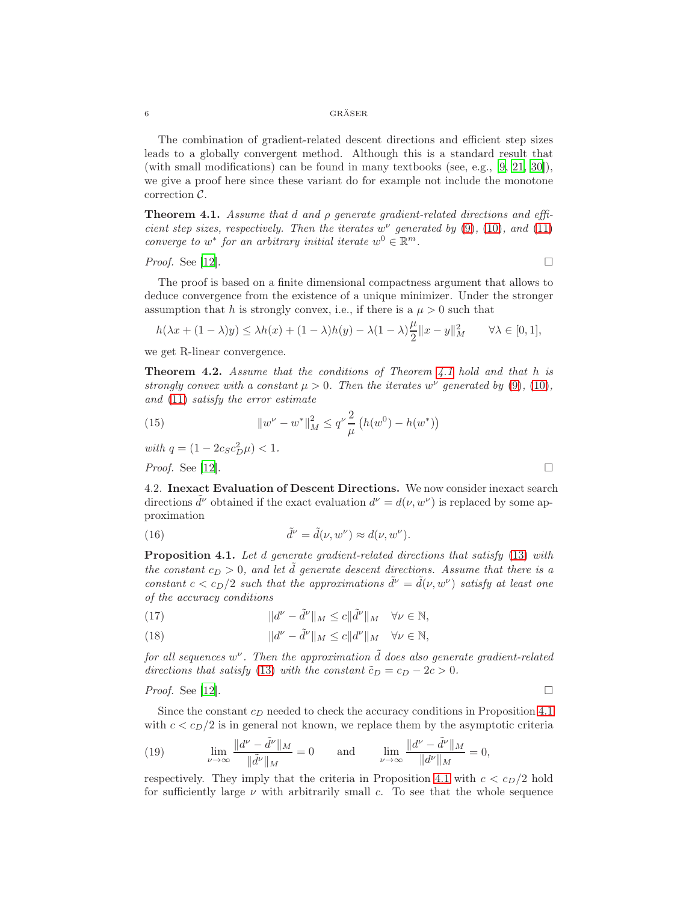The combination of gradient-related descent directions and efficient step sizes leads to a globally convergent method. Although this is a standard result that (with small modifications) can be found in many textbooks (see, e.g., [9, 21, 30]), we give a proof here since these variant do for example not include the monotone correction $\mathcal{C}$.

**Theorem 4.1.** *Assume that $d$ and $\rho$ generate gradient-related directions and efficient step sizes, respectively. Then the iterates $w^\nu$ generated by (9), (10), and (11) converge to $w^*$ for an arbitrary initial iterate $w^0 \in \mathbb{R}^m$.*

*Proof.* See [12]. □

The proof is based on a finite dimensional compactness argument that allows to deduce convergence from the existence of a unique minimizer. Under the stronger assumption that $h$ is strongly convex, i.e., if there is a $\mu > 0$ such that

$$h(\lambda x + (1-\lambda)y) \leq \lambda h(x) + (1-\lambda)h(y) - \lambda(1-\lambda)\frac{\mu}{2}\|x-y\|_M^2 \qquad \forall \lambda \in [0,1],$$

we get R-linear convergence.

**Theorem 4.2.** *Assume that the conditions of Theorem 4.1 hold and that $h$ is strongly convex with a constant $\mu > 0$. Then the iterates $w^\nu$ generated by (9), (10), and (11) satisfy the error estimate*

$$\|w^\nu - w^*\|_M^2 \leq q^\nu \frac{2}{\mu}\left(h(w^0) - h(w^*)\right) \tag{15}$$

*with $q = (1 - 2c_S c_D^2 \mu) < 1$.*

*Proof.* See [12]. □

4.2. **Inexact Evaluation of Descent Directions.** We now consider inexact search directions $\tilde{d}^\nu$ obtained if the exact evaluation $d^\nu = d(\nu, w^\nu)$ is replaced by some approximation

$$\tilde{d}^\nu = \tilde{d}(\nu, w^\nu) \approx d(\nu, w^\nu). \tag{16}$$

**Proposition 4.1.** *Let $d$ generate gradient-related directions that satisfy (13) with the constant $c_D > 0$, and let $\tilde{d}$ generate descent directions. Assume that there is a constant $c < c_D/2$ such that the approximations $\tilde{d}^\nu = \tilde{d}(\nu, w^\nu)$ satisfy at least one of the accuracy conditions*

$$\|d^\nu - \tilde{d}^\nu\|_M \leq c\|\tilde{d}^\nu\|_M \quad \forall \nu \in \mathbb{N}, \tag{17}$$

$$\|d^\nu - \tilde{d}^\nu\|_M \leq c\|d^\nu\|_M \quad \forall \nu \in \mathbb{N}, \tag{18}$$

*for all sequences $w^\nu$. Then the approximation $\tilde{d}$ does also generate gradient-related directions that satisfy (13) with the constant $\tilde{c}_D = c_D - 2c > 0$.*

*Proof.* See [12]. □

Since the constant $c_D$ needed to check the accuracy conditions in Proposition 4.1 with $c < c_D/2$ is in general not known, we replace them by the asymptotic criteria

$$\lim_{\nu\to\infty} \frac{\|d^\nu - \tilde{d}^\nu\|_M}{\|\tilde{d}^\nu\|_M} = 0 \qquad \text{and} \qquad \lim_{\nu\to\infty} \frac{\|d^\nu - \tilde{d}^\nu\|_M}{\|d^\nu\|_M} = 0, \tag{19}$$

respectively. They imply that the criteria in Proposition 4.1 with $c < c_D/2$ hold for sufficiently large $\nu$ with arbitrarily small $c$. To see that the whole sequence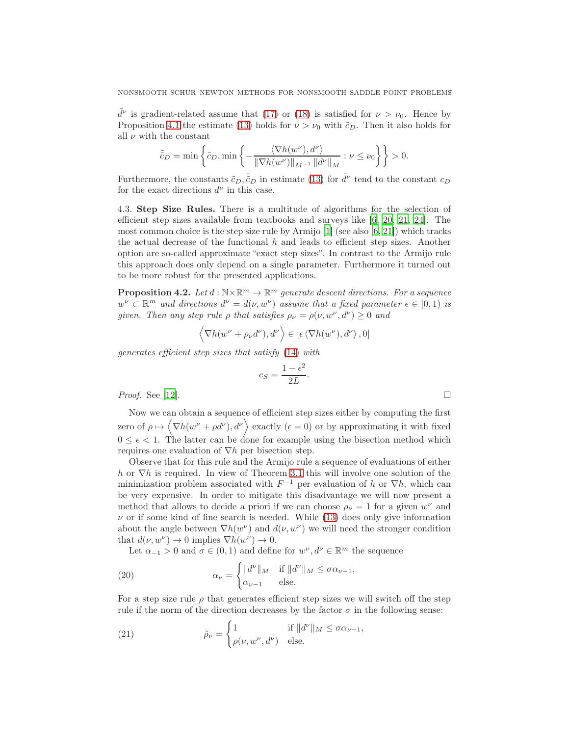$\tilde{d}^\nu$ is gradient-related assume that (17) or (18) is satisfied for $\nu > \nu_0$. Hence by Proposition 4.1 the estimate (13) holds for $\nu > \nu_0$ with $\tilde{c}_D$. Then it also holds for all $\nu$ with the constant

$$\tilde{\tilde{c}}_D = \min\left\{ \tilde{c}_D, \min\left\{ -\frac{\langle \nabla h(w^\nu), d^\nu \rangle}{\|\nabla h(w^\nu)\|_{M^{-1}} \|d^\nu\|_M} : \nu \leq \nu_0 \right\} \right\} > 0.$$

Furthermore, the constants $\tilde{c}_D, \tilde{\tilde{c}}_D$ in estimate (13) for $\tilde{d}^\nu$ tend to the constant $c_D$ for the exact directions $d^\nu$ in this case.

### 4.3. Step Size Rules.

There is a multitude of algorithms for the selection of efficient step sizes available from textbooks and surveys like [6, 20, 21, 24]. The most common choice is the step size rule by Armijo [1] (see also [6, 21]) which tracks the actual decrease of the functional $h$ and leads to efficient step sizes. Another option are so-called approximate "exact step sizes". In contrast to the Armijo rule this approach does only depend on a single parameter. Furthermore it turned out to be more robust for the presented applications.

**Proposition 4.2.** *Let $d : \mathbb{N}\times\mathbb{R}^m \to \mathbb{R}^m$ generate descent directions. For a sequence $w^\nu \subset \mathbb{R}^m$ and directions $d^\nu = d(\nu, w^\nu)$ assume that a fixed parameter $\epsilon \in [0, 1)$ is given. Then any step rule $\rho$ that satisfies $\rho_\nu = \rho(\nu, w^\nu, d^\nu) \geq 0$ and*

$$\left\langle \nabla h(w^\nu + \rho_\nu d^\nu), d^\nu \right\rangle \in [\epsilon \langle \nabla h(w^\nu), d^\nu \rangle, 0]$$

*generates efficient step sizes that satisfy (14) with*

$$c_S = \frac{1 - \epsilon^2}{2L}.$$

*Proof.* See [12]. $\square$

Now we can obtain a sequence of efficient step sizes either by computing the first zero of $\rho \mapsto \left\langle \nabla h(w^\nu + \rho d^\nu), d^\nu \right\rangle$ exactly ($\epsilon = 0$) or by approximating it with fixed $0 \leq \epsilon < 1$. The latter can be done for example using the bisection method which requires one evaluation of $\nabla h$ per bisection step.

Observe that for this rule and the Armijo rule a sequence of evaluations of either $h$ or $\nabla h$ is required. In view of Theorem 3.1 this will involve one solution of the minimization problem associated with $F^{-1}$ per evaluation of $h$ or $\nabla h$, which can be very expensive. In order to mitigate this disadvantage we will now present a method that allows to decide a priori if we can choose $\rho_\nu = 1$ for a given $w^\nu$ and $\nu$ or if some kind of line search is needed. While (13) does only give information about the angle between $\nabla h(w^\nu)$ and $d(\nu, w^\nu)$ we will need the stronger condition that $d(\nu, w^\nu) \to 0$ implies $\nabla h(w^\nu) \to 0$.

Let $\alpha_{-1} > 0$ and $\sigma \in (0, 1)$ and define for $w^\nu, d^\nu \in \mathbb{R}^m$ the sequence

$$\alpha_\nu = \begin{cases} \|d^\nu\|_M & \text{if } \|d^\nu\|_M \leq \sigma\alpha_{\nu-1}, \\ \alpha_{\nu-1} & \text{else.} \end{cases} \tag{20}$$

For a step size rule $\rho$ that generates efficient step sizes we will switch off the step rule if the norm of the direction decreases by the factor $\sigma$ in the following sense:

$$\tilde{\rho}_\nu = \begin{cases} 1 & \text{if } \|d^\nu\|_M \leq \sigma\alpha_{\nu-1}, \\ \rho(\nu, w^\nu, d^\nu) & \text{else.} \end{cases} \tag{21}$$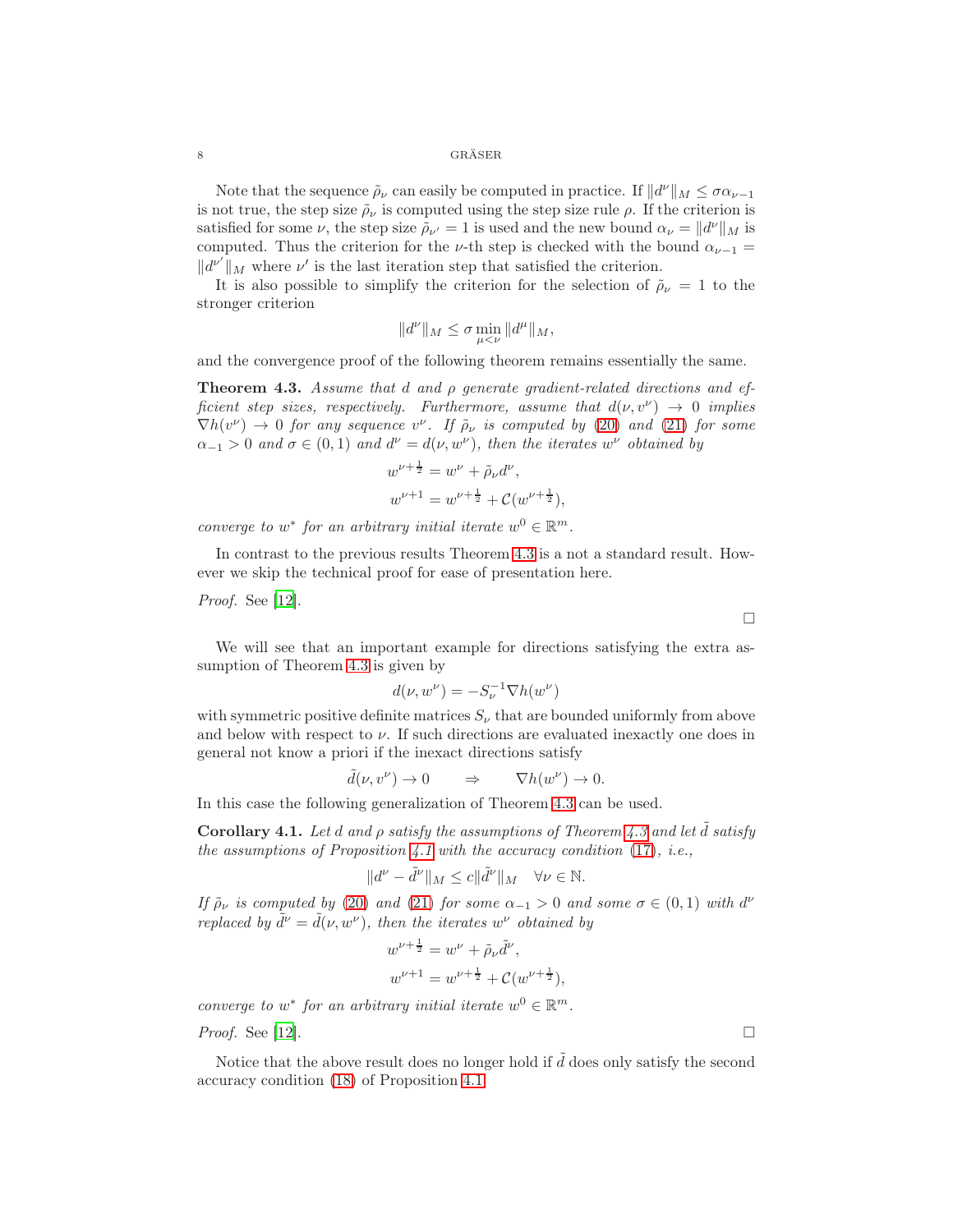Note that the sequence $\tilde\rho_\nu$ can easily be computed in practice. If $\|d^\nu\|_M \le \sigma\alpha_{\nu-1}$ is not true, the step size $\tilde\rho_\nu$ is computed using the step size rule $\rho$. If the criterion is satisfied for some $\nu$, the step size $\tilde\rho_{\nu'} = 1$ is used and the new bound $\alpha_\nu = \|d^\nu\|_M$ is computed. Thus the criterion for the $\nu$-th step is checked with the bound $\alpha_{\nu-1} = \|d^{\nu'}\|_M$ where $\nu'$ is the last iteration step that satisfied the criterion.

It is also possible to simplify the criterion for the selection of $\tilde\rho_\nu = 1$ to the stronger criterion

$$\|d^\nu\|_M \le \sigma \min_{\mu<\nu} \|d^\mu\|_M,$$

and the convergence proof of the following theorem remains essentially the same.

**Theorem 4.3.** *Assume that $d$ and $\rho$ generate gradient-related directions and efficient step sizes, respectively. Furthermore, assume that $d(\nu, v^\nu) \to 0$ implies $\nabla h(v^\nu) \to 0$ for any sequence $v^\nu$. If $\tilde\rho_\nu$ is computed by (20) and (21) for some $\alpha_{-1} > 0$ and $\sigma \in (0,1)$ and $d^\nu = d(\nu, w^\nu)$, then the iterates $w^\nu$ obtained by*

$$w^{\nu+\frac{1}{2}} = w^\nu + \tilde\rho_\nu d^\nu,$$
$$w^{\nu+1} = w^{\nu+\frac{1}{2}} + \mathcal{C}(w^{\nu+\frac{1}{2}}),$$

*converge to $w^*$ for an arbitrary initial iterate $w^0 \in \mathbb{R}^m$.*

In contrast to the previous results Theorem 4.3 is a not a standard result. However we skip the technical proof for ease of presentation here.

*Proof.* See [12]. □

We will see that an important example for directions satisfying the extra assumption of Theorem 4.3 is given by

$$d(\nu, w^\nu) = -S_\nu^{-1}\nabla h(w^\nu)$$

with symmetric positive definite matrices $S_\nu$ that are bounded uniformly from above and below with respect to $\nu$. If such directions are evaluated inexactly one does in general not know a priori if the inexact directions satisfy

$$\tilde d(\nu, v^\nu) \to 0 \qquad \Rightarrow \qquad \nabla h(w^\nu) \to 0.$$

In this case the following generalization of Theorem 4.3 can be used.

**Corollary 4.1.** *Let $d$ and $\rho$ satisfy the assumptions of Theorem 4.3 and let $\tilde d$ satisfy the assumptions of Proposition 4.1 with the accuracy condition (17), i.e.,*

$$\|d^\nu - \tilde d^\nu\|_M \le c\|\tilde d^\nu\|_M \quad \forall \nu \in \mathbb{N}.$$

*If $\tilde\rho_\nu$ is computed by (20) and (21) for some $\alpha_{-1} > 0$ and some $\sigma \in (0,1)$ with $d^\nu$ replaced by $\tilde d^\nu = \tilde d(\nu, w^\nu)$, then the iterates $w^\nu$ obtained by*

$$w^{\nu+\frac{1}{2}} = w^\nu + \tilde\rho_\nu \tilde d^\nu,$$
$$w^{\nu+1} = w^{\nu+\frac{1}{2}} + \mathcal{C}(w^{\nu+\frac{1}{2}}),$$

*converge to $w^*$ for an arbitrary initial iterate $w^0 \in \mathbb{R}^m$.*

*Proof.* See [12]. □

Notice that the above result does no longer hold if $\tilde d$ does only satisfy the second accuracy condition (18) of Proposition 4.1.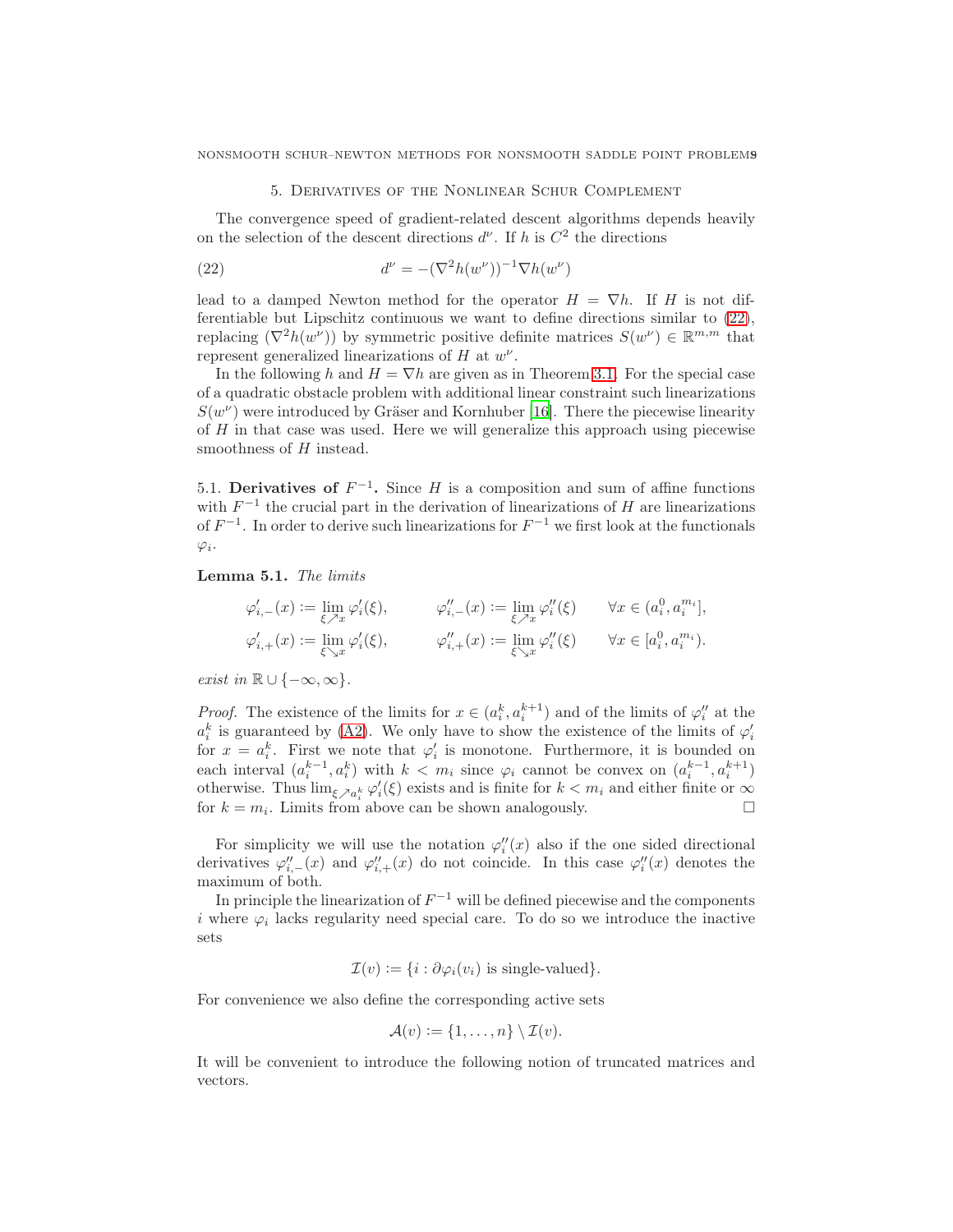## 5. Derivatives of the Nonlinear Schur Complement

The convergence speed of gradient-related descent algorithms depends heavily on the selection of the descent directions $d^\nu$. If $h$ is $C^2$ the directions

$$d^\nu = -(\nabla^2 h(w^\nu))^{-1} \nabla h(w^\nu) \tag{22}$$

lead to a damped Newton method for the operator $H = \nabla h$. If $H$ is not differentiable but Lipschitz continuous we want to define directions similar to (22), replacing $(\nabla^2 h(w^\nu))$ by symmetric positive definite matrices $S(w^\nu) \in \mathbb{R}^{m,m}$ that represent generalized linearizations of $H$ at $w^\nu$.

In the following $h$ and $H = \nabla h$ are given as in Theorem 3.1. For the special case of a quadratic obstacle problem with additional linear constraint such linearizations $S(w^\nu)$ were introduced by Gräser and Kornhuber [16]. There the piecewise linearity of $H$ in that case was used. Here we will generalize this approach using piecewise smoothness of $H$ instead.

### 5.1. Derivatives of $F^{-1}$.

Since $H$ is a composition and sum of affine functions with $F^{-1}$ the crucial part in the derivation of linearizations of $H$ are linearizations of $F^{-1}$. In order to derive such linearizations for $F^{-1}$ we first look at the functionals $\varphi_i$.

**Lemma 5.1.** *The limits*

$$\varphi'_{i,-}(x) := \lim_{\xi \nearrow x} \varphi'_i(\xi), \qquad \varphi''_{i,-}(x) := \lim_{\xi \nearrow x} \varphi''_i(\xi) \qquad \forall x \in (a_i^0, a_i^{m_i}],$$

$$\varphi'_{i,+}(x) := \lim_{\xi \searrow x} \varphi'_i(\xi), \qquad \varphi''_{i,+}(x) := \lim_{\xi \searrow x} \varphi''_i(\xi) \qquad \forall x \in [a_i^0, a_i^{m_i}).$$

*exist in* $\mathbb{R} \cup \{-\infty, \infty\}$.

*Proof.* The existence of the limits for $x \in (a_i^k, a_i^{k+1})$ and of the limits of $\varphi''_i$ at the $a_i^k$ is guaranteed by (A2). We only have to show the existence of the limits of $\varphi'_i$ for $x = a_i^k$. First we note that $\varphi'_i$ is monotone. Furthermore, it is bounded on each interval $(a_i^{k-1}, a_i^k)$ with $k < m_i$ since $\varphi_i$ cannot be convex on $(a_i^{k-1}, a_i^{k+1})$ otherwise. Thus $\lim_{\xi \nearrow a_i^k} \varphi'_i(\xi)$ exists and is finite for $k < m_i$ and either finite or $\infty$ for $k = m_i$. Limits from above can be shown analogously. □

For simplicity we will use the notation $\varphi''_i(x)$ also if the one sided directional derivatives $\varphi''_{i,-}(x)$ and $\varphi''_{i,+}(x)$ do not coincide. In this case $\varphi''_i(x)$ denotes the maximum of both.

In principle the linearization of $F^{-1}$ will be defined piecewise and the components $i$ where $\varphi_i$ lacks regularity need special care. To do so we introduce the inactive sets

$$\mathcal{I}(v) := \{i : \partial\varphi_i(v_i) \text{ is single-valued}\}.$$

For convenience we also define the corresponding active sets

$$\mathcal{A}(v) := \{1, \ldots, n\} \setminus \mathcal{I}(v).$$

It will be convenient to introduce the following notion of truncated matrices and vectors.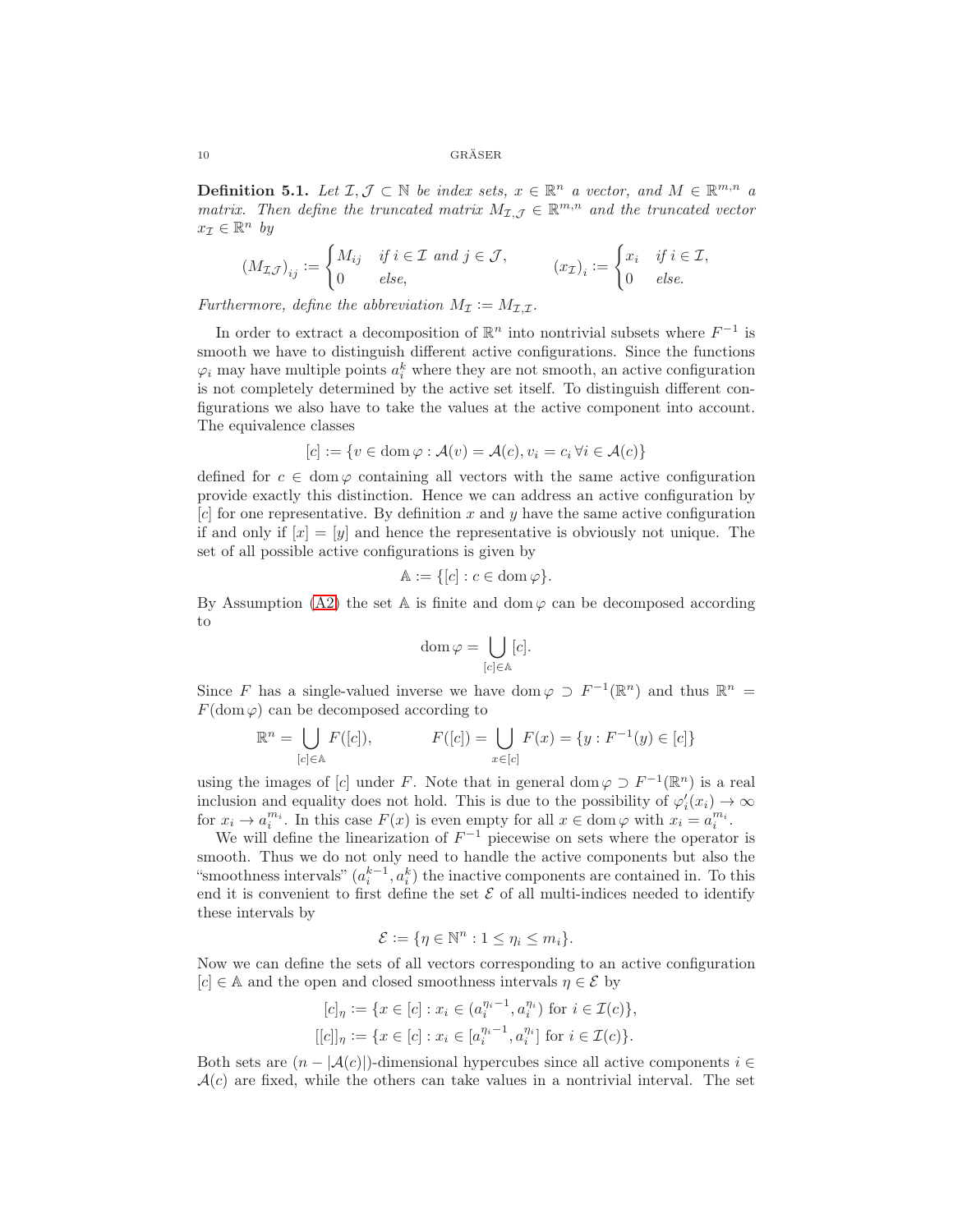**Definition 5.1.** *Let $\mathcal{I}, \mathcal{J} \subset \mathbb{N}$ be index sets, $x \in \mathbb{R}^n$ a vector, and $M \in \mathbb{R}^{m,n}$ a matrix. Then define the truncated matrix $M_{\mathcal{I},\mathcal{J}} \in \mathbb{R}^{m,n}$ and the truncated vector $x_\mathcal{I} \in \mathbb{R}^n$ by*

$$\left(M_{\mathcal{I}\mathcal{J}}\right)_{ij} := \begin{cases} M_{ij} & \text{if } i \in \mathcal{I} \text{ and } j \in \mathcal{J}, \\ 0 & \text{else}, \end{cases} \qquad \left(x_\mathcal{I}\right)_i := \begin{cases} x_i & \text{if } i \in \mathcal{I}, \\ 0 & \text{else}. \end{cases}$$

*Furthermore, define the abbreviation $M_\mathcal{I} := M_{\mathcal{I},\mathcal{I}}$.*

In order to extract a decomposition of $\mathbb{R}^n$ into nontrivial subsets where $F^{-1}$ is smooth we have to distinguish different active configurations. Since the functions $\varphi_i$ may have multiple points $a_i^k$ where they are not smooth, an active configuration is not completely determined by the active set itself. To distinguish different configurations we also have to take the values at the active component into account. The equivalence classes

$$[c] := \{v \in \operatorname{dom} \varphi : \mathcal{A}(v) = \mathcal{A}(c), v_i = c_i \, \forall i \in \mathcal{A}(c)\}$$

defined for $c \in \operatorname{dom} \varphi$ containing all vectors with the same active configuration provide exactly this distinction. Hence we can address an active configuration by $[c]$ for one representative. By definition $x$ and $y$ have the same active configuration if and only if $[x] = [y]$ and hence the representative is obviously not unique. The set of all possible active configurations is given by

$$\mathbb{A} := \{[c] : c \in \operatorname{dom} \varphi\}.$$

By Assumption (A2) the set $\mathbb{A}$ is finite and $\operatorname{dom} \varphi$ can be decomposed according to

$$\operatorname{dom} \varphi = \bigcup_{[c] \in \mathbb{A}} [c].$$

Since $F$ has a single-valued inverse we have $\operatorname{dom} \varphi \supset F^{-1}(\mathbb{R}^n)$ and thus $\mathbb{R}^n = F(\operatorname{dom} \varphi)$ can be decomposed according to

$$\mathbb{R}^n = \bigcup_{[c] \in \mathbb{A}} F([c]), \qquad F([c]) = \bigcup_{x \in [c]} F(x) = \{y : F^{-1}(y) \in [c]\}$$

using the images of $[c]$ under $F$. Note that in general $\operatorname{dom} \varphi \supset F^{-1}(\mathbb{R}^n)$ is a real inclusion and equality does not hold. This is due to the possibility of $\varphi_i'(x_i) \to \infty$ for $x_i \to a_i^{m_i}$. In this case $F(x)$ is even empty for all $x \in \operatorname{dom} \varphi$ with $x_i = a_i^{m_i}$.

We will define the linearization of $F^{-1}$ piecewise on sets where the operator is smooth. Thus we do not only need to handle the active components but also the "smoothness intervals" $(a_i^{k-1}, a_i^k)$ the inactive components are contained in. To this end it is convenient to first define the set $\mathcal{E}$ of all multi-indices needed to identify these intervals by

$$\mathcal{E} := \{\eta \in \mathbb{N}^n : 1 \leq \eta_i \leq m_i\}.$$

Now we can define the sets of all vectors corresponding to an active configuration $[c] \in \mathbb{A}$ and the open and closed smoothness intervals $\eta \in \mathcal{E}$ by

$$[c]_\eta := \{x \in [c] : x_i \in (a_i^{\eta_i - 1}, a_i^{\eta_i}) \text{ for } i \in \mathcal{I}(c)\},$$
$$[[c]]_\eta := \{x \in [c] : x_i \in [a_i^{\eta_i - 1}, a_i^{\eta_i}] \text{ for } i \in \mathcal{I}(c)\}.$$

Both sets are $(n - |\mathcal{A}(c)|)$-dimensional hypercubes since all active components $i \in \mathcal{A}(c)$ are fixed, while the others can take values in a nontrivial interval. The set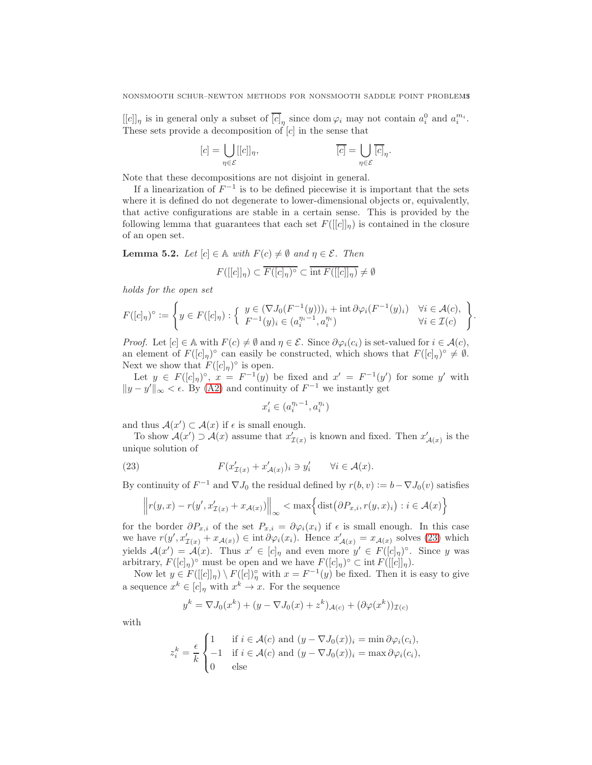$[[c]]_\eta$ is in general only a subset of $\overline{[c]}_\eta$ since $\operatorname{dom}\varphi_i$ may not contain $a_i^0$ and $a_i^{m_i}$. These sets provide a decomposition of $[c]$ in the sense that

$$[c] = \bigcup_{\eta\in\mathcal{E}} [[c]]_\eta, \qquad\qquad \overline{[c]} = \bigcup_{\eta\in\mathcal{E}} \overline{[c]}_\eta.$$

Note that these decompositions are not disjoint in general.

If a linearization of $F^{-1}$ is to be defined piecewise it is important that the sets where it is defined do not degenerate to lower-dimensional objects or, equivalently, that active configurations are stable in a certain sense. This is provided by the following lemma that guarantees that each set $F([[c]]_\eta)$ is contained in the closure of an open set.

**Lemma 5.2.** *Let $[c] \in \mathbb{A}$ with $F(c) \neq \emptyset$ and $\eta \in \mathcal{E}$. Then*

$$F([[c]]_\eta) \subset \overline{F([c]_\eta)^\circ} \subset \overline{\operatorname{int} F([[c]]_\eta)} \neq \emptyset$$

*holds for the open set*

$$F([c]_\eta)^\circ := \left\{ y \in F([c]_\eta) : \left\{ \begin{array}{ll} y \in (\nabla J_0(F^{-1}(y)))_i + \operatorname{int}\partial\varphi_i(F^{-1}(y)_i) & \forall i \in \mathcal{A}(c), \\ F^{-1}(y)_i \in (a_i^{\eta_i - 1}, a_i^{\eta_i}) & \forall i \in \mathcal{I}(c) \end{array} \right. \right\}.$$

*Proof.* Let $[c] \in \mathbb{A}$ with $F(c) \neq \emptyset$ and $\eta \in \mathcal{E}$. Since $\partial\varphi_i(c_i)$ is set-valued for $i \in \mathcal{A}(c)$, an element of $F([c]_\eta)^\circ$ can easily be constructed, which shows that $F([c]_\eta)^\circ \neq \emptyset$. Next we show that $F([c]_\eta)^\circ$ is open.

Let $y \in F([c]_\eta)^\circ$, $x = F^{-1}(y)$ be fixed and $x' = F^{-1}(y')$ for some $y'$ with $\|y - y'\|_\infty < \epsilon$. By (A2) and continuity of $F^{-1}$ we instantly get

$$x'_i \in (a_i^{\eta_i - 1}, a_i^{\eta_i})$$

and thus $\mathcal{A}(x') \subset \mathcal{A}(x)$ if $\epsilon$ is small enough.

To show $\mathcal{A}(x') \supset \mathcal{A}(x)$ assume that $x'_{\mathcal{I}(x)}$ is known and fixed. Then $x'_{\mathcal{A}(x)}$ is the unique solution of

$$F(x'_{\mathcal{I}(x)} + x'_{\mathcal{A}(x)})_i \ni y'_i \qquad \forall i \in \mathcal{A}(x). \tag{23}$$

By continuity of $F^{-1}$ and $\nabla J_0$ the residual defined by $r(b, v) := b - \nabla J_0(v)$ satisfies

$$\left\| r(y, x) - r(y', x'_{\mathcal{I}(x)} + x_{\mathcal{A}(x)}) \right\|_\infty < \max\left\{ \operatorname{dist}\big(\partial P_{x,i}, r(y,x)_i\big) : i \in \mathcal{A}(x) \right\}$$

for the border $\partial P_{x,i}$ of the set $P_{x,i} = \partial\varphi_i(x_i)$ if $\epsilon$ is small enough. In this case we have $r(y', x'_{\mathcal{I}(x)} + x_{\mathcal{A}(x)}) \in \operatorname{int}\partial\varphi_i(x_i)$. Hence $x'_{\mathcal{A}(x)} = x_{\mathcal{A}(x)}$ solves (23) which yields $\mathcal{A}(x') = \mathcal{A}(x)$. Thus $x' \in [c]_\eta$ and even more $y' \in F([c]_\eta)^\circ$. Since $y$ was arbitrary, $F([c]_\eta)^\circ$ must be open and we have $F([c]_\eta)^\circ \subset \operatorname{int} F([[c]]_\eta)$.

Now let $y \in F([[c]]_\eta) \setminus F([c])^\circ_\eta$ with $x = F^{-1}(y)$ be fixed. Then it is easy to give a sequence $x^k \in [c]_\eta$ with $x^k \to x$. For the sequence

$$y^k = \nabla J_0(x^k) + (y - \nabla J_0(x) + z^k)_{\mathcal{A}(c)} + (\partial\varphi(x^k))_{\mathcal{I}(c)}$$

with

$$z_i^k = \frac{\epsilon}{k} \begin{cases} 1 & \text{if } i \in \mathcal{A}(c) \text{ and } (y - \nabla J_0(x))_i = \min\partial\varphi_i(c_i), \\ -1 & \text{if } i \in \mathcal{A}(c) \text{ and } (y - \nabla J_0(x))_i = \max\partial\varphi_i(c_i), \\ 0 & \text{else} \end{cases}$$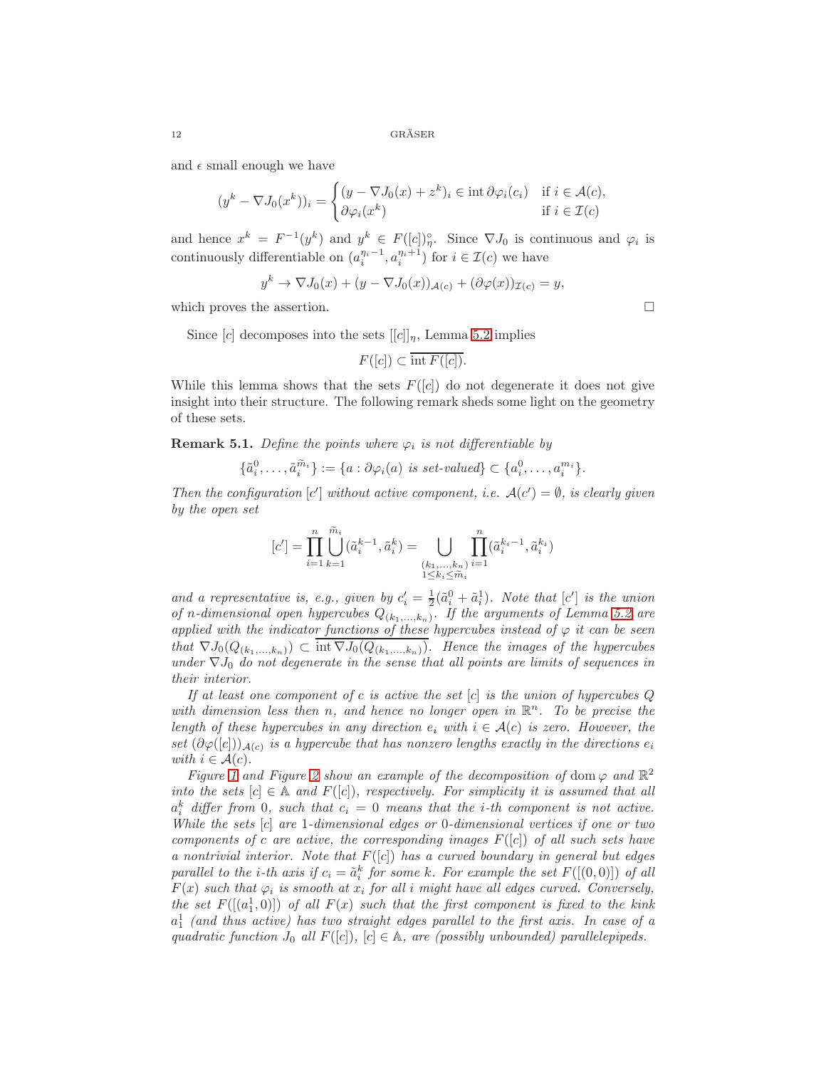and $\epsilon$ small enough we have

$$(y^k - \nabla J_0(x^k))_i = \begin{cases} (y - \nabla J_0(x) + z^k)_i \in \operatorname{int} \partial\varphi_i(c_i) & \text{if } i \in \mathcal{A}(c), \\ \partial\varphi_i(x^k) & \text{if } i \in \mathcal{I}(c) \end{cases}$$

and hence $x^k = F^{-1}(y^k)$ and $y^k \in F([c])^\circ_\eta$. Since $\nabla J_0$ is continuous and $\varphi_i$ is continuously differentiable on $(a_i^{\eta_i - 1}, a_i^{\eta_i+1})$ for $i \in \mathcal{I}(c)$ we have

$$y^k \to \nabla J_0(x) + (y - \nabla J_0(x))_{\mathcal{A}(c)} + (\partial\varphi(x))_{\mathcal{I}(c)} = y,$$

which proves the assertion. $\square$

Since $[c]$ decomposes into the sets $[[c]]_\eta$, Lemma 5.2 implies

$$F([c]) \subset \overline{\operatorname{int} F([c])}.$$

While this lemma shows that the sets $F([c])$ do not degenerate it does not give insight into their structure. The following remark sheds some light on the geometry of these sets.

**Remark 5.1.** *Define the points where $\varphi_i$ is not differentiable by*

$$\{\tilde{a}_i^0, \dots, \tilde{a}_i^{\widetilde{m}_i}\} := \{a : \partial\varphi_i(a) \text{ is set-valued}\} \subset \{a_i^0, \dots, a_i^{m_i}\}.$$

*Then the configuration $[c']$ without active component, i.e. $\mathcal{A}(c') = \emptyset$, is clearly given by the open set*

$$[c'] = \prod_{i=1}^n \bigcup_{k=1}^{\widetilde{m}_i} (\tilde{a}_i^{k-1}, \tilde{a}_i^k) = \bigcup_{\substack{(k_1,\dots,k_n) \\ 1 \le k_i \le \widetilde{m}_i}} \prod_{i=1}^n (\tilde{a}_i^{k_i - 1}, \tilde{a}_i^{k_i})$$

*and a representative is, e.g., given by $c'_i = \frac{1}{2}(\tilde{a}_i^0 + \tilde{a}_i^1)$. Note that $[c']$ is the union of $n$-dimensional open hypercubes $Q_{(k_1,\dots,k_n)}$. If the arguments of Lemma 5.2 are applied with the indicator functions of these hypercubes instead of $\varphi$ it can be seen that $\nabla J_0(Q_{(k_1,\dots,k_n)}) \subset \overline{\operatorname{int} \nabla J_0(Q_{(k_1,\dots,k_n)})}$. Hence the images of the hypercubes under $\nabla J_0$ do not degenerate in the sense that all points are limits of sequences in their interior.*

*If at least one component of $c$ is active the set $[c]$ is the union of hypercubes $Q$ with dimension less then $n$, and hence no longer open in $\mathbb{R}^n$. To be precise the length of these hypercubes in any direction $e_i$ with $i \in \mathcal{A}(c)$ is zero. However, the set $(\partial\varphi([c]))_{\mathcal{A}(c)}$ is a hypercube that has nonzero lengths exactly in the directions $e_i$ with $i \in \mathcal{A}(c)$.*

*Figure 1 and Figure 2 show an example of the decomposition of $\operatorname{dom}\varphi$ and $\mathbb{R}^2$ into the sets $[c] \in \mathbb{A}$ and $F([c])$, respectively. For simplicity it is assumed that all $a_i^k$ differ from 0, such that $c_i = 0$ means that the $i$-th component is not active. While the sets $[c]$ are 1-dimensional edges or 0-dimensional vertices if one or two components of $c$ are active, the corresponding images $F([c])$ of all such sets have a nontrivial interior. Note that $F([c])$ has a curved boundary in general but edges parallel to the $i$-th axis if $c_i = \tilde{a}_i^k$ for some $k$. For example the set $F([(0,0)])$ of all $F(x)$ such that $\varphi_i$ is smooth at $x_i$ for all $i$ might have all edges curved. Conversely, the set $F([(a_1^1, 0)])$ of all $F(x)$ such that the first component is fixed to the kink $a_1^1$ (and thus active) has two straight edges parallel to the first axis. In case of a quadratic function $J_0$ all $F([c])$, $[c] \in \mathbb{A}$, are (possibly unbounded) parallelepipeds.*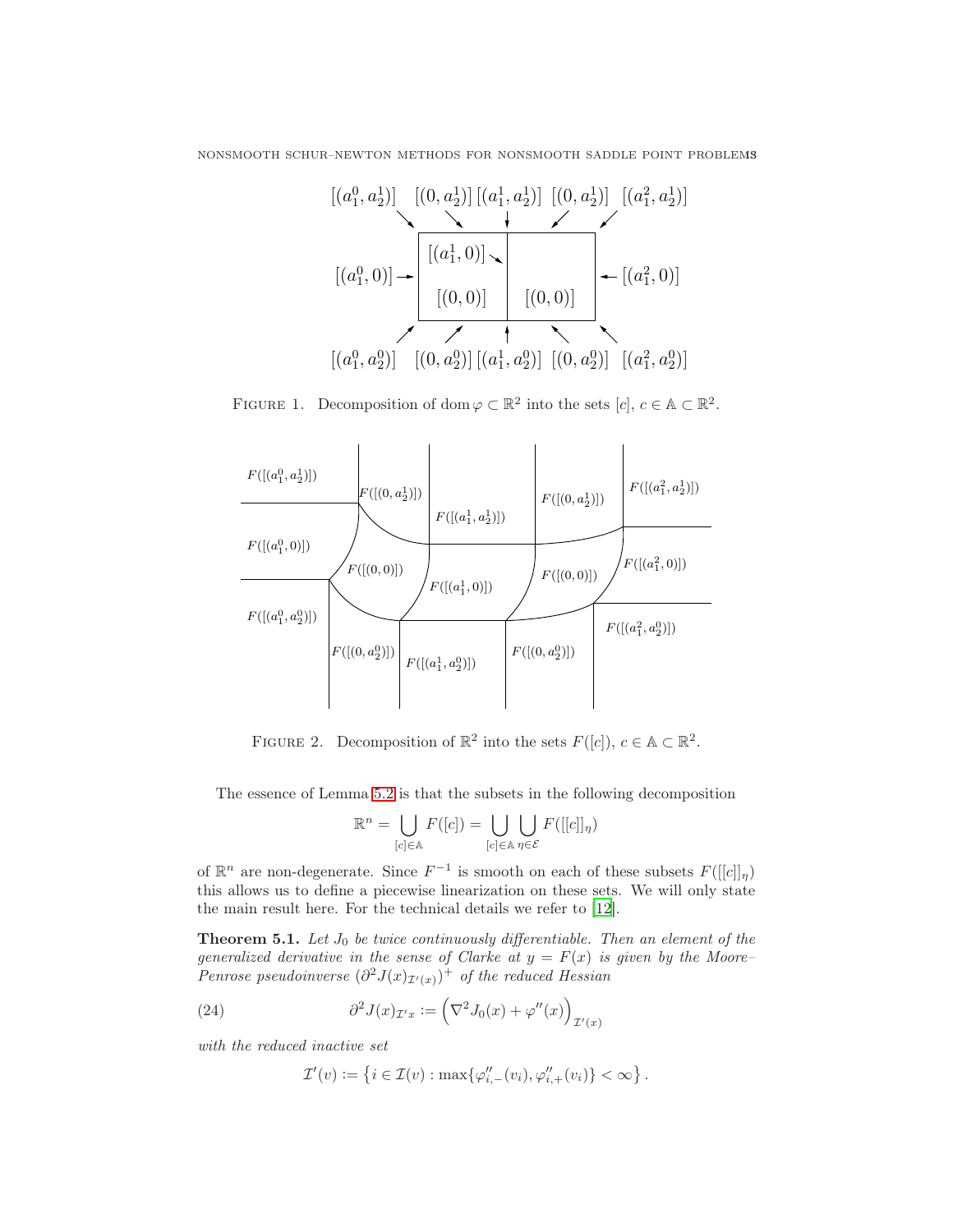FIGURE 1. Decomposition of $\operatorname{dom}\varphi \subset \mathbb{R}^2$ into the sets $[c]$, $c \in \mathbb{A} \subset \mathbb{R}^2$.

FIGURE 2. Decomposition of $\mathbb{R}^2$ into the sets $F([c])$, $c \in \mathbb{A} \subset \mathbb{R}^2$.

The essence of Lemma 5.2 is that the subsets in the following decomposition

$$\mathbb{R}^n = \bigcup_{[c]\in\mathbb{A}} F([c]) = \bigcup_{[c]\in\mathbb{A}} \bigcup_{\eta\in\mathcal{E}} F([[c]]_\eta)$$

of $\mathbb{R}^n$ are non-degenerate. Since $F^{-1}$ is smooth on each of these subsets $F([[c]]_\eta)$ this allows us to define a piecewise linearization on these sets. We will only state the main result here. For the technical details we refer to [12].

**Theorem 5.1.** *Let $J_0$ be twice continuously differentiable. Then an element of the generalized derivative in the sense of Clarke at $y = F(x)$ is given by the Moore–Penrose pseudoinverse $(\partial^2 J(x)_{\mathcal{I}'(x)})^+$ of the reduced Hessian*

$$\partial^2 J(x)_{\mathcal{I}'x} := \Big(\nabla^2 J_0(x) + \varphi''(x)\Big)_{\mathcal{I}'(x)} \tag{24}$$

*with the reduced inactive set*

$$\mathcal{I}'(v) := \left\{ i \in \mathcal{I}(v) : \max\{\varphi''_{i,-}(v_i), \varphi''_{i,+}(v_i)\} < \infty \right\}.$$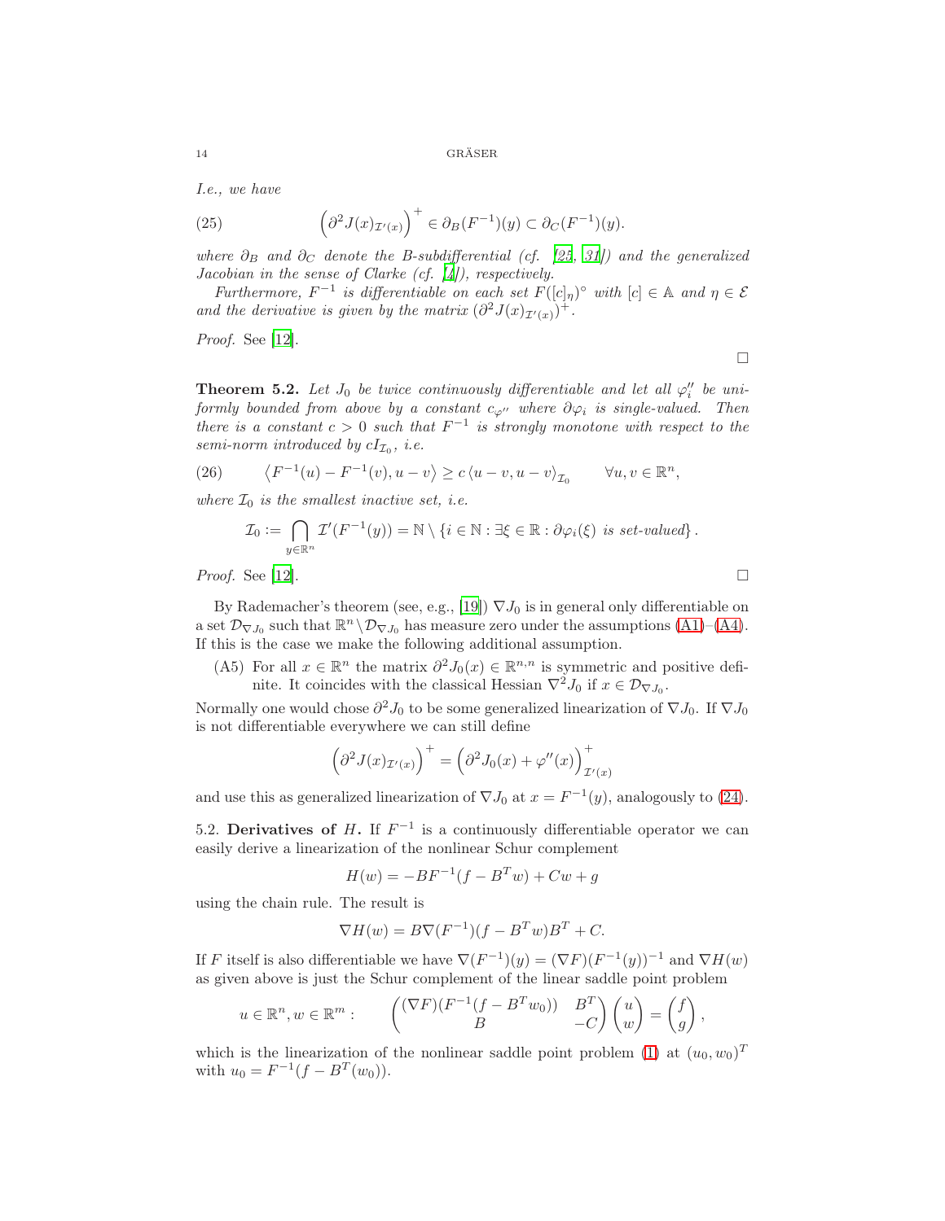*I.e., we have*

$$\left(\partial^2 J(x)_{\mathcal{I}'(x)}\right)^+ \in \partial_B(F^{-1})(y) \subset \partial_C(F^{-1})(y). \tag{25}$$

*where $\partial_B$ and $\partial_C$ denote the B-subdifferential (cf. [25, 31]) and the generalized Jacobian in the sense of Clarke (cf. [4]), respectively.*

*Furthermore, $F^{-1}$ is differentiable on each set $F([c]_\eta)^\circ$ with $[c] \in \mathbb{A}$ and $\eta \in \mathcal{E}$ and the derivative is given by the matrix $(\partial^2 J(x)_{\mathcal{I}'(x)})^+$.*

*Proof.* See [12]. □

**Theorem 5.2.** *Let $J_0$ be twice continuously differentiable and let all $\varphi_i''$ be uniformly bounded from above by a constant $c_{\varphi''}$ where $\partial\varphi_i$ is single-valued. Then there is a constant $c > 0$ such that $F^{-1}$ is strongly monotone with respect to the semi-norm introduced by $cI_{\mathcal{I}_0}$, i.e.*

$$\left\langle F^{-1}(u) - F^{-1}(v), u - v\right\rangle \geq c\left\langle u - v, u - v\right\rangle_{\mathcal{I}_0} \qquad \forall u, v \in \mathbb{R}^n, \tag{26}$$

*where $\mathcal{I}_0$ is the smallest inactive set, i.e.*

$$\mathcal{I}_0 := \bigcap_{y\in\mathbb{R}^n} \mathcal{I}'(F^{-1}(y)) = \mathbb{N} \setminus \{i \in \mathbb{N} : \exists \xi \in \mathbb{R} : \partial\varphi_i(\xi) \text{ is set-valued}\}.$$

*Proof.* See [12]. □

By Rademacher's theorem (see, e.g., [19]) $\nabla J_0$ is in general only differentiable on a set $\mathcal{D}_{\nabla J_0}$ such that $\mathbb{R}^n \setminus \mathcal{D}_{\nabla J_0}$ has measure zero under the assumptions (A1)–(A4). If this is the case we make the following additional assumption.

(A5) For all $x \in \mathbb{R}^n$ the matrix $\partial^2 J_0(x) \in \mathbb{R}^{n,n}$ is symmetric and positive definite. It coincides with the classical Hessian $\nabla^2 J_0$ if $x \in \mathcal{D}_{\nabla J_0}$.

Normally one would chose $\partial^2 J_0$ to be some generalized linearization of $\nabla J_0$. If $\nabla J_0$ is not differentiable everywhere we can still define

$$\left(\partial^2 J(x)_{\mathcal{I}'(x)}\right)^+ = \left(\partial^2 J_0(x) + \varphi''(x)\right)^+_{\mathcal{I}'(x)}$$

and use this as generalized linearization of $\nabla J_0$ at $x = F^{-1}(y)$, analogously to (24).

5.2. **Derivatives of $H$.** If $F^{-1}$ is a continuously differentiable operator we can easily derive a linearization of the nonlinear Schur complement

$$H(w) = -BF^{-1}(f - B^T w) + Cw + g$$

using the chain rule. The result is

$$\nabla H(w) = B\nabla(F^{-1})(f - B^T w)B^T + C.$$

If $F$ itself is also differentiable we have $\nabla(F^{-1})(y) = (\nabla F)(F^{-1}(y))^{-1}$ and $\nabla H(w)$ as given above is just the Schur complement of the linear saddle point problem

$$u \in \mathbb{R}^n, w \in \mathbb{R}^m: \qquad \begin{pmatrix} (\nabla F)(F^{-1}(f - B^T w_0)) & B^T \\ B & -C \end{pmatrix} \begin{pmatrix} u \\ w \end{pmatrix} = \begin{pmatrix} f \\ g \end{pmatrix},$$

which is the linearization of the nonlinear saddle point problem (1) at $(u_0, w_0)^T$ with $u_0 = F^{-1}(f - B^T(w_0))$.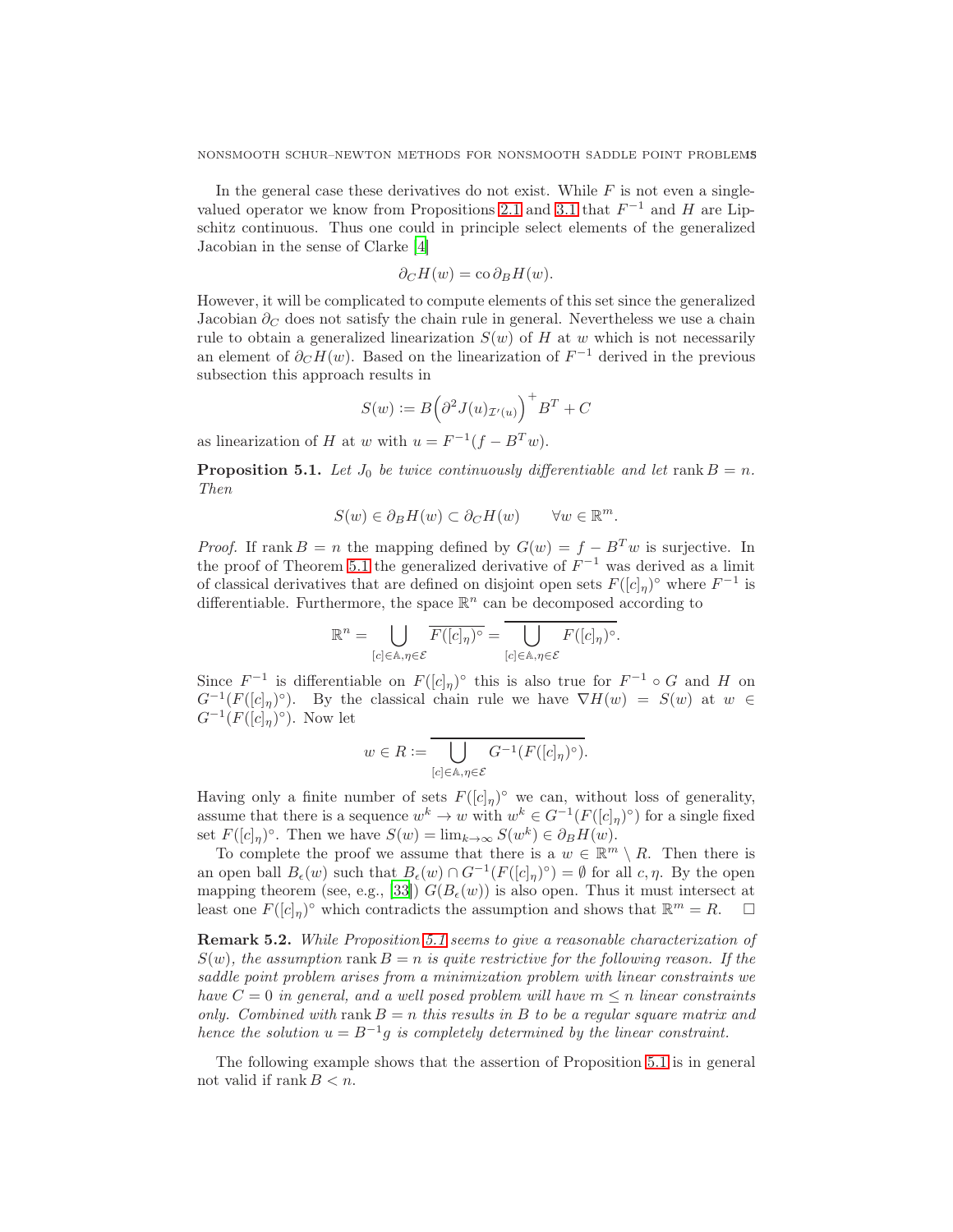In the general case these derivatives do not exist. While $F$ is not even a single-valued operator we know from Propositions 2.1 and 3.1 that $F^{-1}$ and $H$ are Lipschitz continuous. Thus one could in principle select elements of the generalized Jacobian in the sense of Clarke [4]

$$\partial_C H(w) = \operatorname{co} \partial_B H(w).$$

However, it will be complicated to compute elements of this set since the generalized Jacobian $\partial_C$ does not satisfy the chain rule in general. Nevertheless we use a chain rule to obtain a generalized linearization $S(w)$ of $H$ at $w$ which is not necessarily an element of $\partial_C H(w)$. Based on the linearization of $F^{-1}$ derived in the previous subsection this approach results in

$$S(w) := B\Big(\partial^2 J(u)_{\mathcal{I}'(u)}\Big)^+ B^T + C$$

as linearization of $H$ at $w$ with $u = F^{-1}(f - B^T w)$.

**Proposition 5.1.** *Let $J_0$ be twice continuously differentiable and let $\operatorname{rank} B = n$. Then*

$$S(w) \in \partial_B H(w) \subset \partial_C H(w) \qquad \forall w \in \mathbb{R}^m.$$

*Proof.* If $\operatorname{rank} B = n$ the mapping defined by $G(w) = f - B^T w$ is surjective. In the proof of Theorem 5.1 the generalized derivative of $F^{-1}$ was derived as a limit of classical derivatives that are defined on disjoint open sets $F([c]_\eta)^\circ$ where $F^{-1}$ is differentiable. Furthermore, the space $\mathbb{R}^n$ can be decomposed according to

$$\mathbb{R}^n = \bigcup_{[c]\in\mathbb{A},\eta\in\mathcal{E}} \overline{F([c]_\eta)^\circ} = \overline{\bigcup_{[c]\in\mathbb{A},\eta\in\mathcal{E}} F([c]_\eta)^\circ}.$$

Since $F^{-1}$ is differentiable on $F([c]_\eta)^\circ$ this is also true for $F^{-1} \circ G$ and $H$ on $G^{-1}(F([c]_\eta)^\circ)$. By the classical chain rule we have $\nabla H(w) = S(w)$ at $w \in G^{-1}(F([c]_\eta)^\circ)$. Now let

$$w \in R := \overline{\bigcup_{[c]\in\mathbb{A},\eta\in\mathcal{E}} G^{-1}(F([c]_\eta)^\circ)}.$$

Having only a finite number of sets $F([c]_\eta)^\circ$ we can, without loss of generality, assume that there is a sequence $w^k \to w$ with $w^k \in G^{-1}(F([c]_\eta)^\circ)$ for a single fixed set $F([c]_\eta)^\circ$. Then we have $S(w) = \lim_{k\to\infty} S(w^k) \in \partial_B H(w)$.

To complete the proof we assume that there is a $w \in \mathbb{R}^m \setminus R$. Then there is an open ball $B_\epsilon(w)$ such that $B_\epsilon(w) \cap G^{-1}(F([c]_\eta)^\circ) = \emptyset$ for all $c, \eta$. By the open mapping theorem (see, e.g., [33]) $G(B_\epsilon(w))$ is also open. Thus it must intersect at least one $F([c]_\eta)^\circ$ which contradicts the assumption and shows that $\mathbb{R}^m = R$. $\square$

**Remark 5.2.** *While Proposition 5.1 seems to give a reasonable characterization of $S(w)$, the assumption $\operatorname{rank} B = n$ is quite restrictive for the following reason. If the saddle point problem arises from a minimization problem with linear constraints we have $C = 0$ in general, and a well posed problem will have $m \leq n$ linear constraints only. Combined with $\operatorname{rank} B = n$ this results in $B$ to be a regular square matrix and hence the solution $u = B^{-1}g$ is completely determined by the linear constraint.*

The following example shows that the assertion of Proposition 5.1 is in general not valid if $\operatorname{rank} B < n$.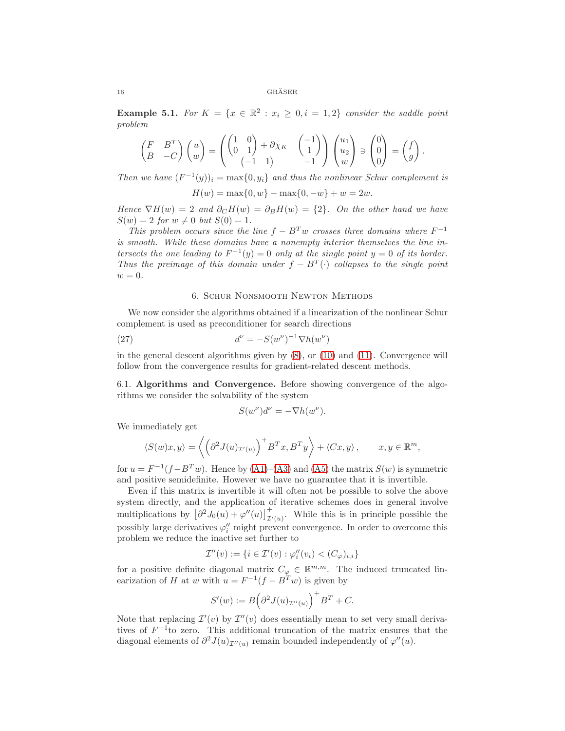**Example 5.1.** *For $K = \{x \in \mathbb{R}^2 : x_i \geq 0, i = 1,2\}$ consider the saddle point problem*

$$\begin{pmatrix} F & B^T \\ B & -C \end{pmatrix} \begin{pmatrix} u \\ w \end{pmatrix} = \left( \begin{matrix} \begin{pmatrix} 1 & 0 \\ 0 & 1 \end{pmatrix} + \partial \chi_K & \begin{pmatrix} -1 \\ 1 \end{pmatrix} \\ \begin{pmatrix} -1 & 1 \end{pmatrix} & -1 \end{matrix} \right) \begin{pmatrix} u_1 \\ u_2 \\ w \end{pmatrix} \ni \begin{pmatrix} 0 \\ 0 \\ 0 \end{pmatrix} = \begin{pmatrix} f \\ g \end{pmatrix}.$$

*Then we have $(F^{-1}(y))_i = \max\{0, y_i\}$ and thus the nonlinear Schur complement is*

$$H(w) = \max\{0, w\} - \max\{0, -w\} + w = 2w.$$

*Hence $\nabla H(w) = 2$ and $\partial_C H(w) = \partial_B H(w) = \{2\}$. On the other hand we have $S(w) = 2$ for $w \neq 0$ but $S(0) = 1$.*

*This problem occurs since the line $f - B^T w$ crosses three domains where $F^{-1}$ is smooth. While these domains have a nonempty interior themselves the line intersects the one leading to $F^{-1}(y) = 0$ only at the single point $y = 0$ of its border. Thus the preimage of this domain under $f - B^T(\cdot)$ collapses to the single point $w = 0$.*

## 6. Schur Nonsmooth Newton Methods

We now consider the algorithms obtained if a linearization of the nonlinear Schur complement is used as preconditioner for search directions

$$d^\nu = -S(w^\nu)^{-1} \nabla h(w^\nu) \tag{27}$$

in the general descent algorithms given by (8), or (10) and (11). Convergence will follow from the convergence results for gradient-related descent methods.

### 6.1. Algorithms and Convergence.

Before showing convergence of the algorithms we consider the solvability of the system

$$S(w^\nu) d^\nu = -\nabla h(w^\nu).$$

We immediately get

$$\langle S(w)x, y \rangle = \left\langle \left( \partial^2 J(u)_{\mathcal{I}'(u)} \right)^+ B^T x, B^T y \right\rangle + \langle Cx, y \rangle, \qquad x, y \in \mathbb{R}^m,$$

for $u = F^{-1}(f - B^T w)$. Hence by (A1)–(A3) and (A5) the matrix $S(w)$ is symmetric and positive semidefinite. However we have no guarantee that it is invertible.

Even if this matrix is invertible it will often not be possible to solve the above system directly, and the application of iterative schemes does in general involve multiplications by $\left[ \partial^2 J_0(u) + \varphi''(u) \right]^+_{\mathcal{I}'(u)}$. While this is in principle possible the possibly large derivatives $\varphi_i''$ might prevent convergence. In order to overcome this problem we reduce the inactive set further to

$$\mathcal{I}''(v) := \{ i \in \mathcal{I}'(v) : \varphi_i''(v_i) < (C_\varphi)_{i,i} \}$$

for a positive definite diagonal matrix $C_\varphi \in \mathbb{R}^{m,m}$. The induced truncated linearization of $H$ at $w$ with $u = F^{-1}(f - B^T w)$ is given by

$$S'(w) := B \Big( \partial^2 J(u)_{\mathcal{I}''(u)} \Big)^+ B^T + C.$$

Note that replacing $\mathcal{I}'(v)$ by $\mathcal{I}''(v)$ does essentially mean to set very small derivatives of $F^{-1}$to zero. This additional truncation of the matrix ensures that the diagonal elements of $\partial^2 J(u)_{\mathcal{I}''(u)}$ remain bounded independently of $\varphi''(u)$.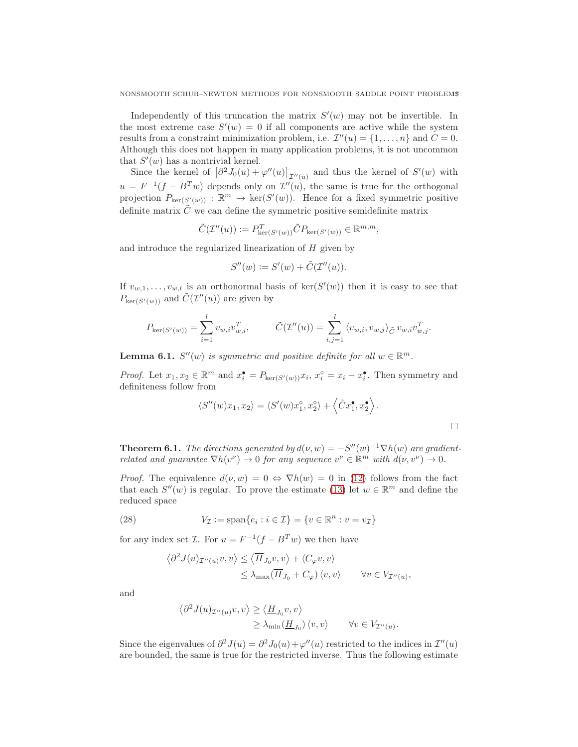Independently of this truncation the matrix $S'(w)$ may not be invertible. In the most extreme case $S'(w) = 0$ if all components are active while the system results from a constraint minimization problem, i.e. $\mathcal{I}''(u) = \{1, \dots, n\}$ and $C = 0$. Although this does not happen in many application problems, it is not uncommon that $S'(w)$ has a nontrivial kernel.

Since the kernel of $\left[\partial^2 J_0(u) + \varphi''(u)\right]_{\mathcal{I}''(u)}$ and thus the kernel of $S'(w)$ with $u = F^{-1}(f - B^T w)$ depends only on $\mathcal{I}''(u)$, the same is true for the orthogonal projection $P_{\ker(S'(w))} : \mathbb{R}^m \to \ker(S'(w))$. Hence for a fixed symmetric positive definite matrix $\tilde{C}$ we can define the symmetric positive semidefinite matrix

$$\tilde{C}(\mathcal{I}''(u)) := P_{\ker(S'(w))}^T \tilde{C} P_{\ker(S'(w))} \in \mathbb{R}^{m,m},$$

and introduce the regularized linearization of $H$ given by

$$S''(w) := S'(w) + \tilde{C}(\mathcal{I}''(u)).$$

If $v_{w,1}, \dots, v_{w,l}$ is an orthonormal basis of $\ker(S'(w))$ then it is easy to see that $P_{\ker(S'(w))}$ and $\tilde{C}(\mathcal{I}''(u))$ are given by

$$P_{\ker(S'(w))} = \sum_{i=1}^{l} v_{w,i} v_{w,i}^T, \qquad \tilde{C}(\mathcal{I}''(u)) = \sum_{i,j=1}^{l} \langle v_{w,i}, v_{w,j} \rangle_{\tilde{C}} \, v_{w,i} v_{w,j}^T.$$

**Lemma 6.1.** *$S''(w)$ is symmetric and positive definite for all $w \in \mathbb{R}^m$.*

*Proof.* Let $x_1, x_2 \in \mathbb{R}^m$ and $x_i^\bullet = P_{\ker(S'(w))} x_i$, $x_i^\circ = x_i - x_i^\bullet$. Then symmetry and definiteness follow from

$$\langle S''(w) x_1, x_2 \rangle = \langle S'(w) x_1^\circ, x_2^\circ \rangle + \left\langle \tilde{C} x_1^\bullet, x_2^\bullet \right\rangle.$$

$\square$

**Theorem 6.1.** *The directions generated by $d(\nu, w) = -S''(w)^{-1} \nabla h(w)$ are gradient-related and guarantee $\nabla h(v^\nu) \to 0$ for any sequence $v^\nu \in \mathbb{R}^m$ with $d(\nu, v^\nu) \to 0$.*

*Proof.* The equivalence $d(\nu, w) = 0 \Leftrightarrow \nabla h(w) = 0$ in (12) follows from the fact that each $S''(w)$ is regular. To prove the estimate (13) let $w \in \mathbb{R}^m$ and define the reduced space

$$V_{\mathcal{I}} := \operatorname{span}\{e_i : i \in \mathcal{I}\} = \{v \in \mathbb{R}^n : v = v_{\mathcal{I}}\} \tag{28}$$

for any index set $\mathcal{I}$. For $u = F^{-1}(f - B^T w)$ we then have

$$\begin{aligned}
\left\langle \partial^2 J(u)_{\mathcal{I}''(u)} v, v \right\rangle &\leq \left\langle \overline{H}_{J_0} v, v \right\rangle + \langle C_\varphi v, v \rangle \\
&\leq \lambda_{\max}(\overline{H}_{J_0} + C_\varphi) \langle v, v \rangle \qquad \forall v \in V_{\mathcal{I}''(u)},
\end{aligned}$$

and

$$\begin{aligned}
\left\langle \partial^2 J(u)_{\mathcal{I}''(u)} v, v \right\rangle &\geq \left\langle \underline{H}_{J_0} v, v \right\rangle \\
&\geq \lambda_{\min}(\underline{H}_{J_0}) \langle v, v \rangle \qquad \forall v \in V_{\mathcal{I}''(u)}.
\end{aligned}$$

Since the eigenvalues of $\partial^2 J(u) = \partial^2 J_0(u) + \varphi''(u)$ restricted to the indices in $\mathcal{I}''(u)$ are bounded, the same is true for the restricted inverse. Thus the following estimate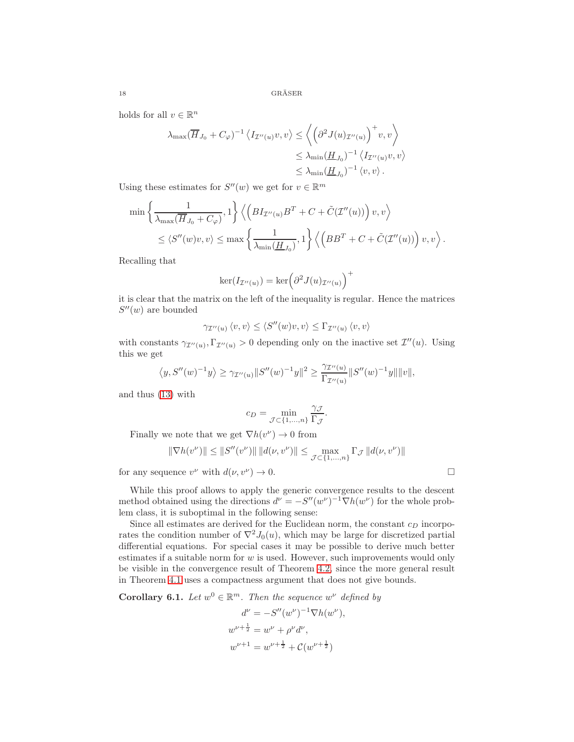holds for all $v \in \mathbb{R}^n$

$$
\begin{aligned}
\lambda_{\max}(\overline{H}_{J_0} + C_\varphi)^{-1} \left\langle I_{\mathcal{I}''(u)} v, v \right\rangle &\leq \left\langle \left(\partial^2 J(u)_{\mathcal{I}''(u)}\right)^+ v, v \right\rangle \\
&\leq \lambda_{\min}(\underline{H}_{J_0})^{-1} \left\langle I_{\mathcal{I}''(u)} v, v \right\rangle \\
&\leq \lambda_{\min}(\underline{H}_{J_0})^{-1} \left\langle v, v \right\rangle .
\end{aligned}
$$

Using these estimates for $S''(w)$ we get for $v \in \mathbb{R}^m$

$$
\begin{aligned}
&\min\left\{ \frac{1}{\lambda_{\max}(\overline{H}_{J_0} + C_\varphi)}, 1 \right\} \left\langle \left( B I_{\mathcal{I}''(u)} B^T + C + \tilde{C}(\mathcal{I}''(u)) \right) v, v \right\rangle \\
&\qquad \leq \langle S''(w) v, v \rangle \leq \max\left\{ \frac{1}{\lambda_{\min}(\underline{H}_{J_0})}, 1 \right\} \left\langle \left( B B^T + C + \tilde{C}(\mathcal{I}''(u)) \right) v, v \right\rangle .
\end{aligned}
$$

Recalling that

$$
\ker(I_{\mathcal{I}''(u)}) = \ker\left(\partial^2 J(u)_{\mathcal{I}''(u)}\right)^+
$$

it is clear that the matrix on the left of the inequality is regular. Hence the matrices $S''(w)$ are bounded

$$
\gamma_{\mathcal{I}''(u)} \langle v, v \rangle \leq \langle S''(w) v, v \rangle \leq \Gamma_{\mathcal{I}''(u)} \langle v, v \rangle
$$

with constants $\gamma_{\mathcal{I}''(u)}, \Gamma_{\mathcal{I}''(u)} > 0$ depending only on the inactive set $\mathcal{I}''(u)$. Using this we get

$$
\left\langle y, S''(w)^{-1} y \right\rangle \geq \gamma_{\mathcal{I}''(u)} \| S''(w)^{-1} y \|^2 \geq \frac{\gamma_{\mathcal{I}''(u)}}{\Gamma_{\mathcal{I}''(u)}} \| S''(w)^{-1} y \| \| v \|,
$$

and thus (13) with

$$
c_D = \min_{\mathcal{J} \subset \{1,\dots,n\}} \frac{\gamma_{\mathcal{J}}}{\Gamma_{\mathcal{J}}}.
$$

Finally we note that we get $\nabla h(v^\nu) \to 0$ from

$$
\| \nabla h(v^\nu) \| \leq \| S''(v^\nu) \| \, \| d(\nu, v^\nu) \| \leq \max_{\mathcal{J} \subset \{1,\dots,n\}} \Gamma_{\mathcal{J}} \, \| d(\nu, v^\nu) \|
$$

for any sequence $v^\nu$ with $d(\nu, v^\nu) \to 0$. □

While this proof allows to apply the generic convergence results to the descent method obtained using the directions $d^\nu = -S''(w^\nu)^{-1} \nabla h(w^\nu)$ for the whole problem class, it is suboptimal in the following sense:

Since all estimates are derived for the Euclidean norm, the constant $c_D$ incorporates the condition number of $\nabla^2 J_0(u)$, which may be large for discretized partial differential equations. For special cases it may be possible to derive much better estimates if a suitable norm for $w$ is used. However, such improvements would only be visible in the convergence result of Theorem 4.2, since the more general result in Theorem 4.1 uses a compactness argument that does not give bounds.

**Corollary 6.1.** *Let $w^0 \in \mathbb{R}^m$. Then the sequence $w^\nu$ defined by*

$$
\begin{aligned}
d^\nu &= -S''(w^\nu)^{-1} \nabla h(w^\nu), \\
w^{\nu + \frac{1}{2}} &= w^\nu + \rho^\nu d^\nu, \\
w^{\nu+1} &= w^{\nu + \frac{1}{2}} + \mathcal{C}(w^{\nu + \frac{1}{2}})
\end{aligned}
$$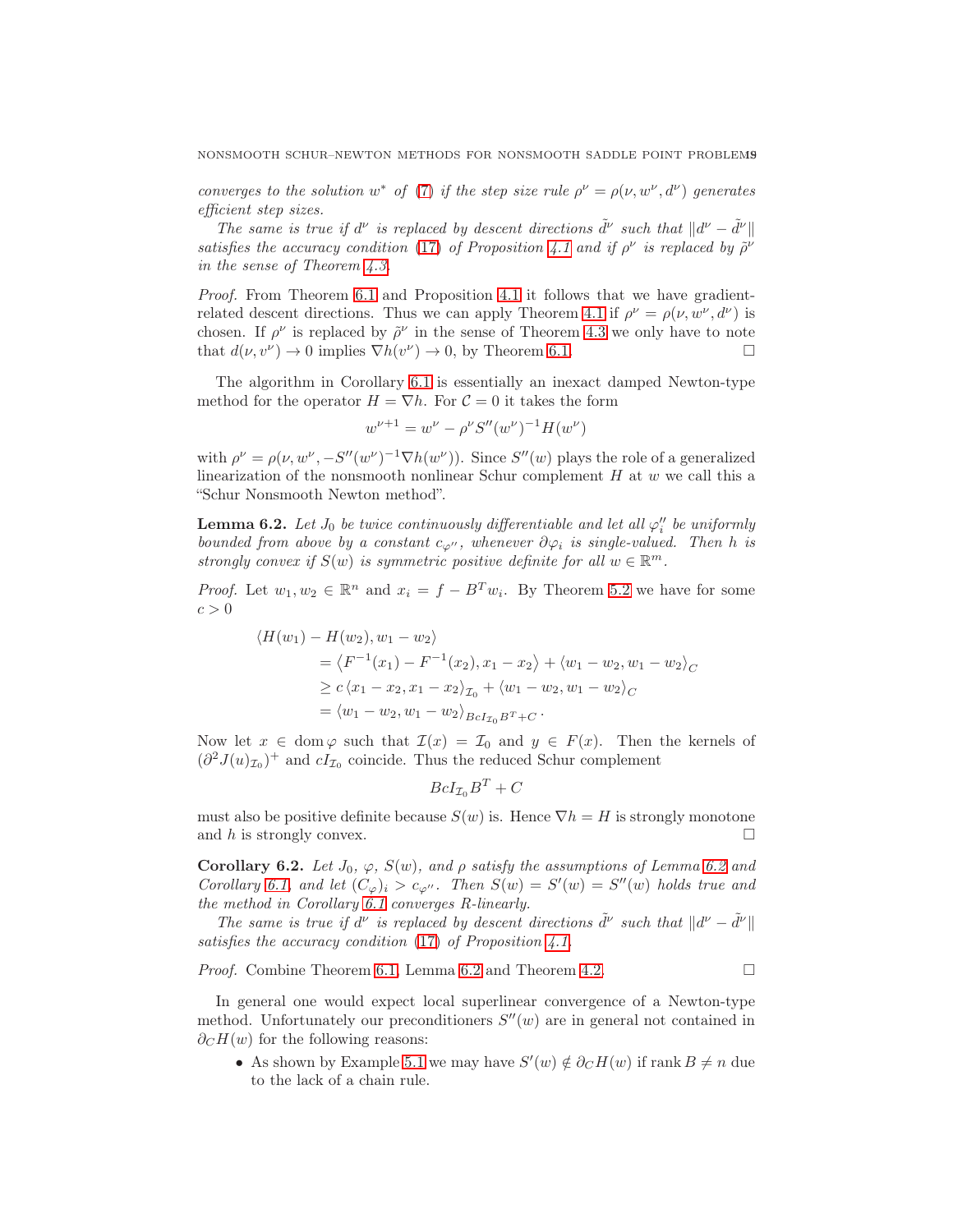*converges to the solution $w^*$ of (7) if the step size rule $\rho^\nu = \rho(\nu, w^\nu, d^\nu)$ generates efficient step sizes.*

*The same is true if $d^\nu$ is replaced by descent directions $\tilde{d}^\nu$ such that $\|d^\nu - \tilde{d}^\nu\|$ satisfies the accuracy condition (17) of Proposition 4.1 and if $\rho^\nu$ is replaced by $\tilde{\rho}^\nu$ in the sense of Theorem 4.3.*

*Proof.* From Theorem 6.1 and Proposition 4.1 it follows that we have gradient-related descent directions. Thus we can apply Theorem 4.1 if $\rho^\nu = \rho(\nu, w^\nu, d^\nu)$ is chosen. If $\rho^\nu$ is replaced by $\tilde{\rho}^\nu$ in the sense of Theorem 4.3 we only have to note that $d(\nu, v^\nu) \to 0$ implies $\nabla h(v^\nu) \to 0$, by Theorem 6.1. □

The algorithm in Corollary 6.1 is essentially an inexact damped Newton-type method for the operator $H = \nabla h$. For $\mathcal{C} = 0$ it takes the form

$$w^{\nu+1} = w^\nu - \rho^\nu S''(w^\nu)^{-1} H(w^\nu)$$

with $\rho^\nu = \rho(\nu, w^\nu, -S''(w^\nu)^{-1}\nabla h(w^\nu))$. Since $S''(w)$ plays the role of a generalized linearization of the nonsmooth nonlinear Schur complement $H$ at $w$ we call this a "Schur Nonsmooth Newton method".

**Lemma 6.2.** *Let $J_0$ be twice continuously differentiable and let all $\varphi_i''$ be uniformly bounded from above by a constant $c_{\varphi''}$, whenever $\partial\varphi_i$ is single-valued. Then $h$ is strongly convex if $S(w)$ is symmetric positive definite for all $w \in \mathbb{R}^m$.*

*Proof.* Let $w_1, w_2 \in \mathbb{R}^n$ and $x_i = f - B^T w_i$. By Theorem 5.2 we have for some $c > 0$

$$\begin{aligned}
&\langle H(w_1) - H(w_2), w_1 - w_2 \rangle \\
&\qquad = \langle F^{-1}(x_1) - F^{-1}(x_2), x_1 - x_2 \rangle + \langle w_1 - w_2, w_1 - w_2 \rangle_C \\
&\qquad \geq c \, \langle x_1 - x_2, x_1 - x_2 \rangle_{\mathcal{I}_0} + \langle w_1 - w_2, w_1 - w_2 \rangle_C \\
&\qquad = \langle w_1 - w_2, w_1 - w_2 \rangle_{BcI_{\mathcal{I}_0}B^T + C}.
\end{aligned}$$

Now let $x \in \operatorname{dom}\varphi$ such that $\mathcal{I}(x) = \mathcal{I}_0$ and $y \in F(x)$. Then the kernels of $(\partial^2 J(u)_{\mathcal{I}_0})^+$ and $cI_{\mathcal{I}_0}$ coincide. Thus the reduced Schur complement

$$BcI_{\mathcal{I}_0}B^T + C$$

must also be positive definite because $S(w)$ is. Hence $\nabla h = H$ is strongly monotone and $h$ is strongly convex. □

**Corollary 6.2.** *Let $J_0$, $\varphi$, $S(w)$, and $\rho$ satisfy the assumptions of Lemma 6.2 and Corollary 6.1, and let $(C_\varphi)_i > c_{\varphi''}$. Then $S(w) = S'(w) = S''(w)$ holds true and the method in Corollary 6.1 converges R-linearly.*

*The same is true if $d^\nu$ is replaced by descent directions $\tilde{d}^\nu$ such that $\|d^\nu - \tilde{d}^\nu\|$ satisfies the accuracy condition (17) of Proposition 4.1.*

*Proof.* Combine Theorem 6.1, Lemma 6.2 and Theorem 4.2. □

In general one would expect local superlinear convergence of a Newton-type method. Unfortunately our preconditioners $S''(w)$ are in general not contained in $\partial_C H(w)$ for the following reasons:

- As shown by Example 5.1 we may have $S'(w) \notin \partial_C H(w)$ if $\operatorname{rank} B \neq n$ due to the lack of a chain rule.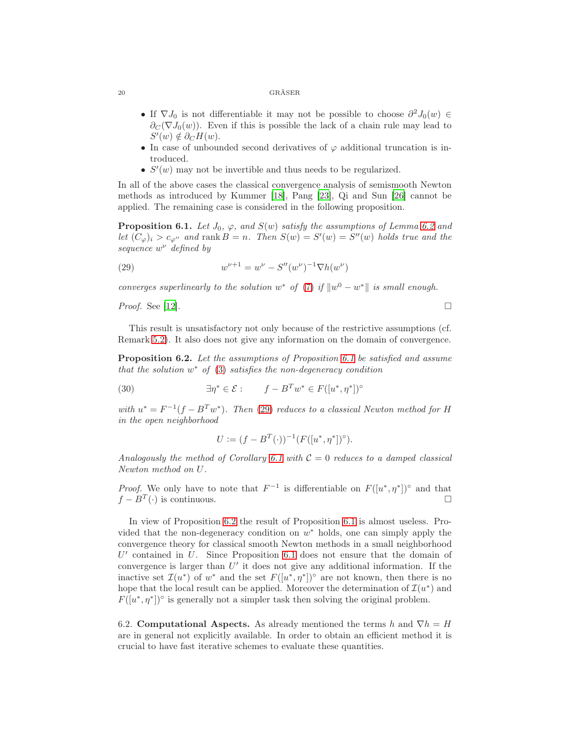- If $\nabla J_0$ is not differentiable it may not be possible to choose $\partial^2 J_0(w) \in \partial_C(\nabla J_0(w))$. Even if this is possible the lack of a chain rule may lead to $S'(w) \notin \partial_C H(w)$.
- In case of unbounded second derivatives of $\varphi$ additional truncation is introduced.
- $S'(w)$ may not be invertible and thus needs to be regularized.

In all of the above cases the classical convergence analysis of semismooth Newton methods as introduced by Kummer [18], Pang [23], Qi and Sun [26] cannot be applied. The remaining case is considered in the following proposition.

**Proposition 6.1.** *Let $J_0$, $\varphi$, and $S(w)$ satisfy the assumptions of Lemma 6.2 and let $(C_\varphi)_i > c_{\varphi''}$ and $\operatorname{rank} B = n$. Then $S(w) = S'(w) = S''(w)$ holds true and the sequence $w^\nu$ defined by*

$$w^{\nu+1} = w^\nu - S''(w^\nu)^{-1} \nabla h(w^\nu) \tag{29}$$

*converges superlinearly to the solution $w^*$ of (7) if $\|w^0 - w^*\|$ is small enough.*

*Proof.* See [12]. □

This result is unsatisfactory not only because of the restrictive assumptions (cf. Remark 5.2). It also does not give any information on the domain of convergence.

**Proposition 6.2.** *Let the assumptions of Proposition 6.1 be satisfied and assume that the solution $w^*$ of (3) satisfies the non-degeneracy condition*

$$\exists \eta^* \in \mathcal{E}: \qquad f - B^T w^* \in F([u^*, \eta^*])^\circ \tag{30}$$

*with $u^* = F^{-1}(f - B^T w^*)$. Then (29) reduces to a classical Newton method for $H$ in the open neighborhood*

$$U := (f - B^T(\cdot))^{-1}(F([u^*, \eta^*])^\circ).$$

*Analogously the method of Corollary 6.1 with $\mathcal{C} = 0$ reduces to a damped classical Newton method on $U$.*

*Proof.* We only have to note that $F^{-1}$ is differentiable on $F([u^*, \eta^*])^\circ$ and that $f - B^T(\cdot)$ is continuous. □

In view of Proposition 6.2 the result of Proposition 6.1 is almost useless. Provided that the non-degeneracy condition on $w^*$ holds, one can simply apply the convergence theory for classical smooth Newton methods in a small neighborhood $U'$ contained in $U$. Since Proposition 6.1 does not ensure that the domain of convergence is larger than $U'$ it does not give any additional information. If the inactive set $\mathcal{I}(u^*)$ of $w^*$ and the set $F([u^*, \eta^*])^\circ$ are not known, then there is no hope that the local result can be applied. Moreover the determination of $\mathcal{I}(u^*)$ and $F([u^*, \eta^*])^\circ$ is generally not a simpler task then solving the original problem.

6.2. **Computational Aspects.** As already mentioned the terms $h$ and $\nabla h = H$ are in general not explicitly available. In order to obtain an efficient method it is crucial to have fast iterative schemes to evaluate these quantities.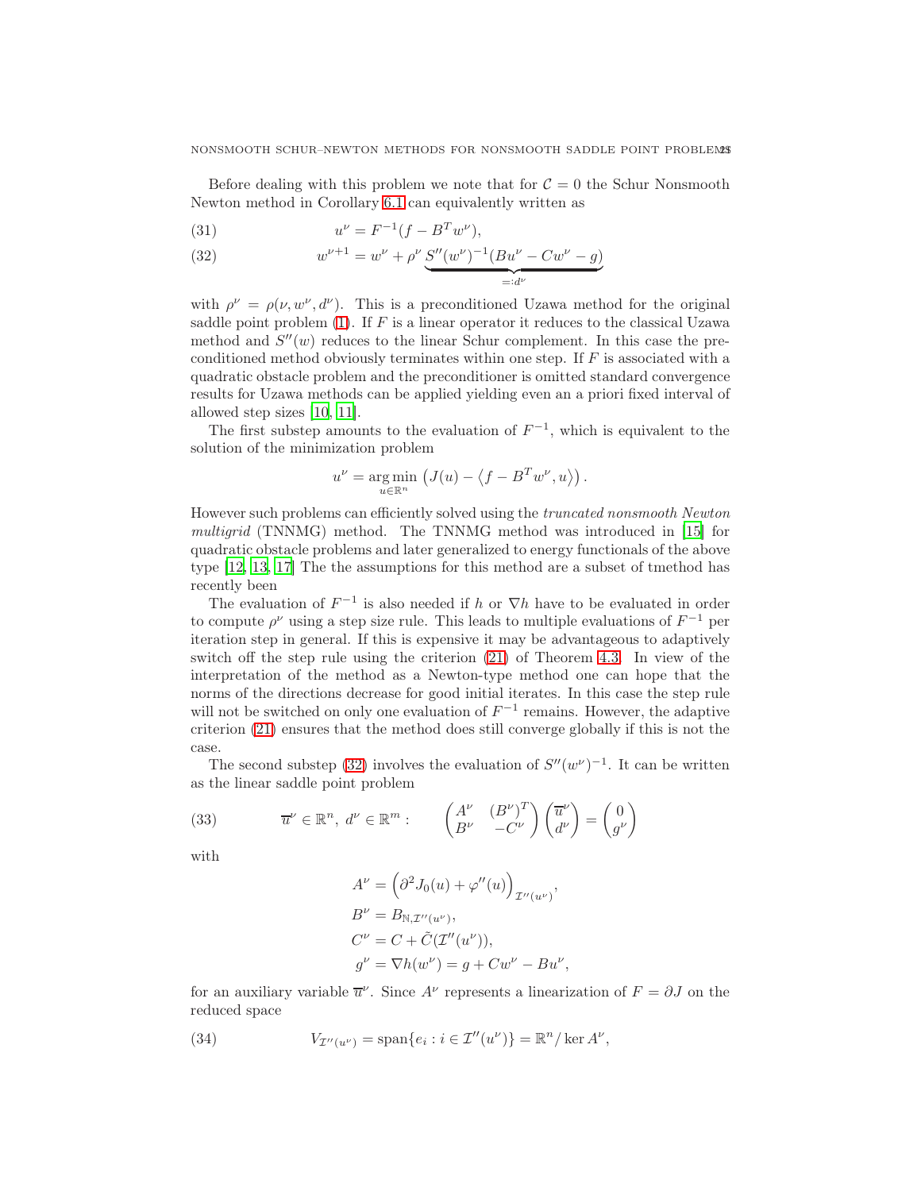Before dealing with this problem we note that for $\mathcal{C} = 0$ the Schur Nonsmooth Newton method in Corollary 6.1 can equivalently written as

$$u^\nu = F^{-1}(f - B^T w^\nu), \tag{31}$$

$$w^{\nu+1} = w^\nu + \rho^\nu \underbrace{S''(w^\nu)^{-1}(Bu^\nu - Cw^\nu - g)}_{=:d^\nu} \tag{32}$$

with $\rho^\nu = \rho(\nu, w^\nu, d^\nu)$. This is a preconditioned Uzawa method for the original saddle point problem (1). If $F$ is a linear operator it reduces to the classical Uzawa method and $S''(w)$ reduces to the linear Schur complement. In this case the preconditioned method obviously terminates within one step. If $F$ is associated with a quadratic obstacle problem and the preconditioner is omitted standard convergence results for Uzawa methods can be applied yielding even an a priori fixed interval of allowed step sizes [10, 11].

The first substep amounts to the evaluation of $F^{-1}$, which is equivalent to the solution of the minimization problem

$$u^\nu = \operatorname*{arg\,min}_{u \in \mathbb{R}^n} \left( J(u) - \langle f - B^T w^\nu, u \rangle \right).$$

However such problems can efficiently solved using the *truncated nonsmooth Newton multigrid* (TNNMG) method. The TNNMG method was introduced in [15] for quadratic obstacle problems and later generalized to energy functionals of the above type [12, 13, 17] The the assumptions for this method are a subset of tmethod has recently been

The evaluation of $F^{-1}$ is also needed if $h$ or $\nabla h$ have to be evaluated in order to compute $\rho^\nu$ using a step size rule. This leads to multiple evaluations of $F^{-1}$ per iteration step in general. If this is expensive it may be advantageous to adaptively switch off the step rule using the criterion (21) of Theorem 4.3. In view of the interpretation of the method as a Newton-type method one can hope that the norms of the directions decrease for good initial iterates. In this case the step rule will not be switched on only one evaluation of $F^{-1}$ remains. However, the adaptive criterion (21) ensures that the method does still converge globally if this is not the case.

The second substep (32) involves the evaluation of $S''(w^\nu)^{-1}$. It can be written as the linear saddle point problem

$$\overline{u}^\nu \in \mathbb{R}^n,\ d^\nu \in \mathbb{R}^m: \qquad \begin{pmatrix} A^\nu & (B^\nu)^T \\ B^\nu & -C^\nu \end{pmatrix} \begin{pmatrix} \overline{u}^\nu \\ d^\nu \end{pmatrix} = \begin{pmatrix} 0 \\ g^\nu \end{pmatrix} \tag{33}$$

with

$$\begin{aligned} A^\nu &= \left( \partial^2 J_0(u) + \varphi''(u) \right)_{\mathcal{I}''(u^\nu)}, \\ B^\nu &= B_{\mathbb{N}, \mathcal{I}''(u^\nu)}, \\ C^\nu &= C + \tilde{C}(\mathcal{I}''(u^\nu)), \\ g^\nu &= \nabla h(w^\nu) = g + Cw^\nu - Bu^\nu, \end{aligned}$$

for an auxiliary variable $\overline{u}^\nu$. Since $A^\nu$ represents a linearization of $F = \partial J$ on the reduced space

$$V_{\mathcal{I}''(u^\nu)} = \operatorname{span}\{e_i : i \in \mathcal{I}''(u^\nu)\} = \mathbb{R}^n / \ker A^\nu, \tag{34}$$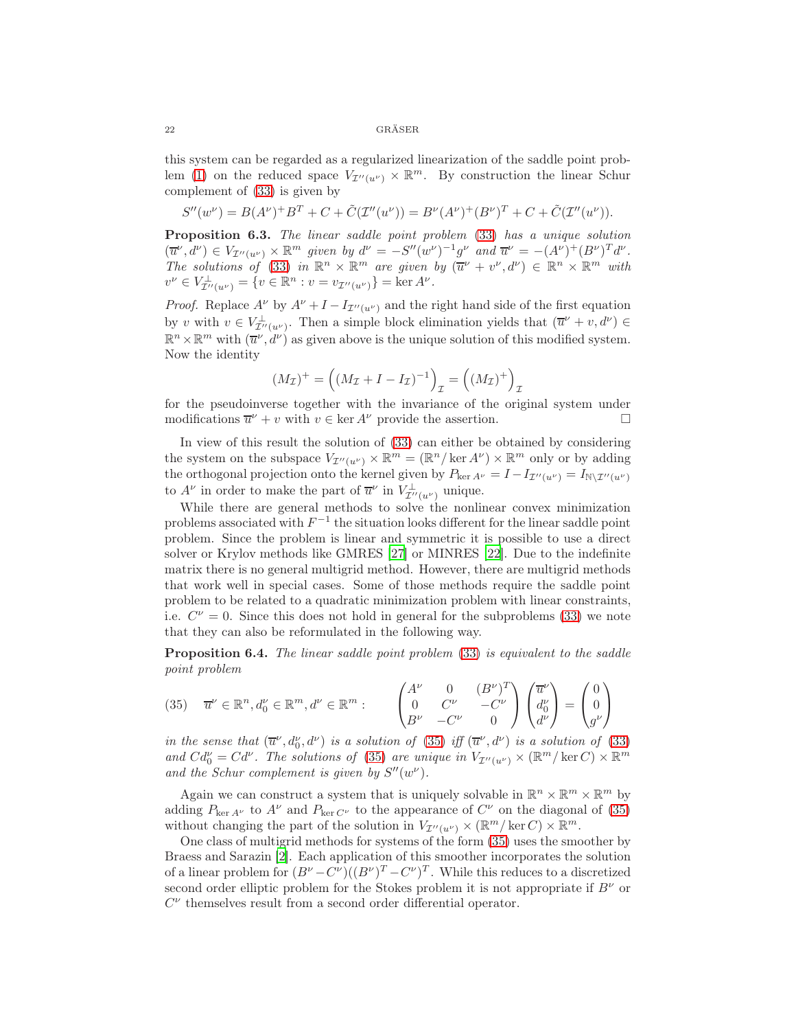this system can be regarded as a regularized linearization of the saddle point problem (1) on the reduced space $V_{\mathcal{I}''(u^\nu)} \times \mathbb{R}^m$. By construction the linear Schur complement of (33) is given by

$$S''(w^\nu) = B(A^\nu)^+ B^T + C + \tilde{C}(\mathcal{I}''(u^\nu)) = B^\nu (A^\nu)^+ (B^\nu)^T + C + \tilde{C}(\mathcal{I}''(u^\nu)).$$

**Proposition 6.3.** *The linear saddle point problem* (33) *has a unique solution* $(\overline{u}^\nu, d^\nu) \in V_{\mathcal{I}''(u^\nu)} \times \mathbb{R}^m$ *given by* $d^\nu = -S''(w^\nu)^{-1} g^\nu$ *and* $\overline{u}^\nu = -(A^\nu)^+ (B^\nu)^T d^\nu$. *The solutions of* (33) *in* $\mathbb{R}^n \times \mathbb{R}^m$ *are given by* $(\overline{u}^\nu + v^\nu, d^\nu) \in \mathbb{R}^n \times \mathbb{R}^m$ *with* $v^\nu \in V^\perp_{\mathcal{I}''(u^\nu)} = \{v \in \mathbb{R}^n : v = v_{\mathcal{I}''(u^\nu)}\} = \ker A^\nu$.

*Proof.* Replace $A^\nu$ by $A^\nu + I - I_{\mathcal{I}''(u^\nu)}$ and the right hand side of the first equation by $v$ with $v \in V^\perp_{\mathcal{I}''(u^\nu)}$. Then a simple block elimination yields that $(\overline{u}^\nu + v, d^\nu) \in \mathbb{R}^n \times \mathbb{R}^m$ with $(\overline{u}^\nu, d^\nu)$ as given above is the unique solution of this modified system. Now the identity

$$(M_{\mathcal{I}})^+ = \left((M_{\mathcal{I}} + I - I_{\mathcal{I}})^{-1}\right)_{\mathcal{I}} = \left((M_{\mathcal{I}})^+\right)_{\mathcal{I}}$$

for the pseudoinverse together with the invariance of the original system under modifications $\overline{u}^\nu + v$ with $v \in \ker A^\nu$ provide the assertion. □

In view of this result the solution of (33) can either be obtained by considering the system on the subspace $V_{\mathcal{I}''(u^\nu)} \times \mathbb{R}^m = (\mathbb{R}^n / \ker A^\nu) \times \mathbb{R}^m$ only or by adding the orthogonal projection onto the kernel given by $P_{\ker A^\nu} = I - I_{\mathcal{I}''(u^\nu)} = I_{\mathbb{N} \setminus \mathcal{I}''(u^\nu)}$ to $A^\nu$ in order to make the part of $\overline{u}^\nu$ in $V^\perp_{\mathcal{I}''(u^\nu)}$ unique.

While there are general methods to solve the nonlinear convex minimization problems associated with $F^{-1}$ the situation looks different for the linear saddle point problem. Since the problem is linear and symmetric it is possible to use a direct solver or Krylov methods like GMRES [27] or MINRES [22]. Due to the indefinite matrix there is no general multigrid method. However, there are multigrid methods that work well in special cases. Some of those methods require the saddle point problem to be related to a quadratic minimization problem with linear constraints, i.e. $C^\nu = 0$. Since this does not hold in general for the subproblems (33) we note that they can also be reformulated in the following way.

**Proposition 6.4.** *The linear saddle point problem* (33) *is equivalent to the saddle point problem*

$$\overline{u}^\nu \in \mathbb{R}^n, d_0^\nu \in \mathbb{R}^m, d^\nu \in \mathbb{R}^m : \qquad \begin{pmatrix} A^\nu & 0 & (B^\nu)^T \\ 0 & C^\nu & -C^\nu \\ B^\nu & -C^\nu & 0 \end{pmatrix} \begin{pmatrix} \overline{u}^\nu \\ d_0^\nu \\ d^\nu \end{pmatrix} = \begin{pmatrix} 0 \\ 0 \\ g^\nu \end{pmatrix} \tag{35}$$

*in the sense that* $(\overline{u}^\nu, d_0^\nu, d^\nu)$ *is a solution of* (35) *iff* $(\overline{u}^\nu, d^\nu)$ *is a solution of* (33) *and* $Cd_0^\nu = Cd^\nu$. *The solutions of* (35) *are unique in* $V_{\mathcal{I}''(u^\nu)} \times (\mathbb{R}^m / \ker C) \times \mathbb{R}^m$ *and the Schur complement is given by* $S''(w^\nu)$.

Again we can construct a system that is uniquely solvable in $\mathbb{R}^n \times \mathbb{R}^m \times \mathbb{R}^m$ by adding $P_{\ker A^\nu}$ to $A^\nu$ and $P_{\ker C^\nu}$ to the appearance of $C^\nu$ on the diagonal of (35) without changing the part of the solution in $V_{\mathcal{I}''(u^\nu)} \times (\mathbb{R}^m / \ker C) \times \mathbb{R}^m$.

One class of multigrid methods for systems of the form (35) uses the smoother by Braess and Sarazin [2]. Each application of this smoother incorporates the solution of a linear problem for $(B^\nu - C^\nu)((B^\nu)^T - C^\nu)^T$. While this reduces to a discretized second order elliptic problem for the Stokes problem it is not appropriate if $B^\nu$ or $C^\nu$ themselves result from a second order differential operator.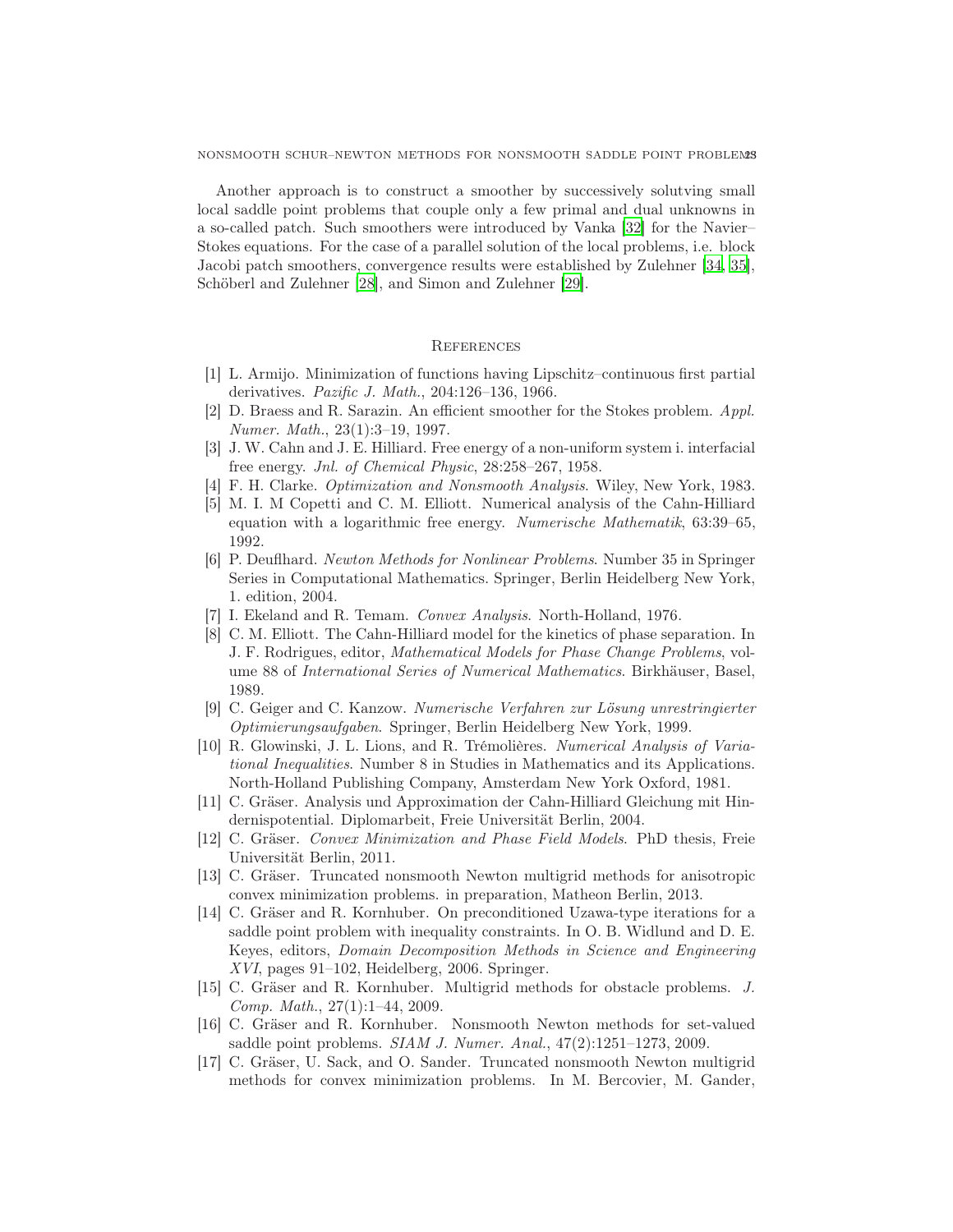Another approach is to construct a smoother by successively solutving small local saddle point problems that couple only a few primal and dual unknowns in a so-called patch. Such smoothers were introduced by Vanka [32] for the Navier–Stokes equations. For the case of a parallel solution of the local problems, i.e. block Jacobi patch smoothers, convergence results were established by Zulehner [34, 35], Schöberl and Zulehner [28], and Simon and Zulehner [29].

## References

[1] L. Armijo. Minimization of functions having Lipschitz–continuous first partial derivatives. *Pazific J. Math.*, 204:126–136, 1966.

[2] D. Braess and R. Sarazin. An efficient smoother for the Stokes problem. *Appl. Numer. Math.*, 23(1):3–19, 1997.

[3] J. W. Cahn and J. E. Hilliard. Free energy of a non-uniform system i. interfacial free energy. *Jnl. of Chemical Physic*, 28:258–267, 1958.

[4] F. H. Clarke. *Optimization and Nonsmooth Analysis*. Wiley, New York, 1983.

[5] M. I. M Copetti and C. M. Elliott. Numerical analysis of the Cahn-Hilliard equation with a logarithmic free energy. *Numerische Mathematik*, 63:39–65, 1992.

[6] P. Deuflhard. *Newton Methods for Nonlinear Problems*. Number 35 in Springer Series in Computational Mathematics. Springer, Berlin Heidelberg New York, 1. edition, 2004.

[7] I. Ekeland and R. Temam. *Convex Analysis*. North-Holland, 1976.

[8] C. M. Elliott. The Cahn-Hilliard model for the kinetics of phase separation. In J. F. Rodrigues, editor, *Mathematical Models for Phase Change Problems*, volume 88 of *International Series of Numerical Mathematics*. Birkhäuser, Basel, 1989.

[9] C. Geiger and C. Kanzow. *Numerische Verfahren zur Lösung unrestringierter Optimierungsaufgaben*. Springer, Berlin Heidelberg New York, 1999.

[10] R. Glowinski, J. L. Lions, and R. Trémolières. *Numerical Analysis of Variational Inequalities*. Number 8 in Studies in Mathematics and its Applications. North-Holland Publishing Company, Amsterdam New York Oxford, 1981.

[11] C. Gräser. Analysis und Approximation der Cahn-Hilliard Gleichung mit Hindernispotential. Diplomarbeit, Freie Universität Berlin, 2004.

[12] C. Gräser. *Convex Minimization and Phase Field Models*. PhD thesis, Freie Universität Berlin, 2011.

[13] C. Gräser. Truncated nonsmooth Newton multigrid methods for anisotropic convex minimization problems. in preparation, Matheon Berlin, 2013.

[14] C. Gräser and R. Kornhuber. On preconditioned Uzawa-type iterations for a saddle point problem with inequality constraints. In O. B. Widlund and D. E. Keyes, editors, *Domain Decomposition Methods in Science and Engineering XVI*, pages 91–102, Heidelberg, 2006. Springer.

[15] C. Gräser and R. Kornhuber. Multigrid methods for obstacle problems. *J. Comp. Math.*, 27(1):1–44, 2009.

[16] C. Gräser and R. Kornhuber. Nonsmooth Newton methods for set-valued saddle point problems. *SIAM J. Numer. Anal.*, 47(2):1251–1273, 2009.

[17] C. Gräser, U. Sack, and O. Sander. Truncated nonsmooth Newton multigrid methods for convex minimization problems. In M. Bercovier, M. Gander,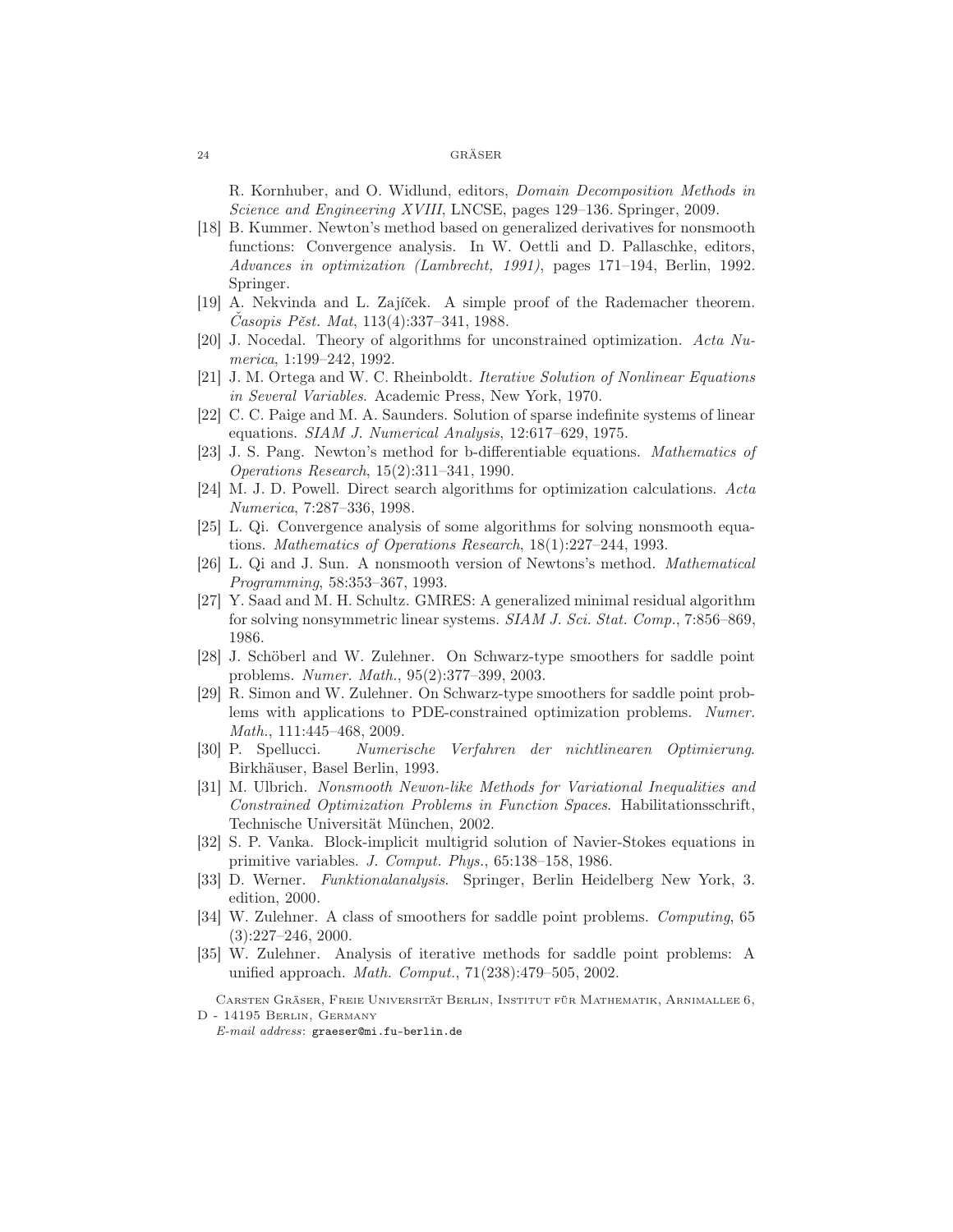R. Kornhuber, and O. Widlund, editors, *Domain Decomposition Methods in Science and Engineering XVIII*, LNCSE, pages 129–136. Springer, 2009.

[18] B. Kummer. Newton's method based on generalized derivatives for nonsmooth functions: Convergence analysis. In W. Oettli and D. Pallaschke, editors, *Advances in optimization (Lambrecht, 1991)*, pages 171–194, Berlin, 1992. Springer.

[19] A. Nekvinda and L. Zajíček. A simple proof of the Rademacher theorem. *Časopis Pěst. Mat*, 113(4):337–341, 1988.

[20] J. Nocedal. Theory of algorithms for unconstrained optimization. *Acta Numerica*, 1:199–242, 1992.

[21] J. M. Ortega and W. C. Rheinboldt. *Iterative Solution of Nonlinear Equations in Several Variables*. Academic Press, New York, 1970.

[22] C. C. Paige and M. A. Saunders. Solution of sparse indefinite systems of linear equations. *SIAM J. Numerical Analysis*, 12:617–629, 1975.

[23] J. S. Pang. Newton's method for b-differentiable equations. *Mathematics of Operations Research*, 15(2):311–341, 1990.

[24] M. J. D. Powell. Direct search algorithms for optimization calculations. *Acta Numerica*, 7:287–336, 1998.

[25] L. Qi. Convergence analysis of some algorithms for solving nonsmooth equations. *Mathematics of Operations Research*, 18(1):227–244, 1993.

[26] L. Qi and J. Sun. A nonsmooth version of Newtons's method. *Mathematical Programming*, 58:353–367, 1993.

[27] Y. Saad and M. H. Schultz. GMRES: A generalized minimal residual algorithm for solving nonsymmetric linear systems. *SIAM J. Sci. Stat. Comp.*, 7:856–869, 1986.

[28] J. Schöberl and W. Zulehner. On Schwarz-type smoothers for saddle point problems. *Numer. Math.*, 95(2):377–399, 2003.

[29] R. Simon and W. Zulehner. On Schwarz-type smoothers for saddle point problems with applications to PDE-constrained optimization problems. *Numer. Math.*, 111:445–468, 2009.

[30] P. Spellucci. *Numerische Verfahren der nichtlinearen Optimierung*. Birkhäuser, Basel Berlin, 1993.

[31] M. Ulbrich. *Nonsmooth Newon-like Methods for Variational Inequalities and Constrained Optimization Problems in Function Spaces*. Habilitationsschrift, Technische Universität München, 2002.

[32] S. P. Vanka. Block-implicit multigrid solution of Navier-Stokes equations in primitive variables. *J. Comput. Phys.*, 65:138–158, 1986.

[33] D. Werner. *Funktionalanalysis*. Springer, Berlin Heidelberg New York, 3. edition, 2000.

[34] W. Zulehner. A class of smoothers for saddle point problems. *Computing*, 65 (3):227–246, 2000.

[35] W. Zulehner. Analysis of iterative methods for saddle point problems: A unified approach. *Math. Comput.*, 71(238):479–505, 2002.

Carsten Gräser, Freie Universität Berlin, Institut für Mathematik, Arnimallee 6, D - 14195 Berlin, Germany

*E-mail address*: graeser@mi.fu-berlin.de